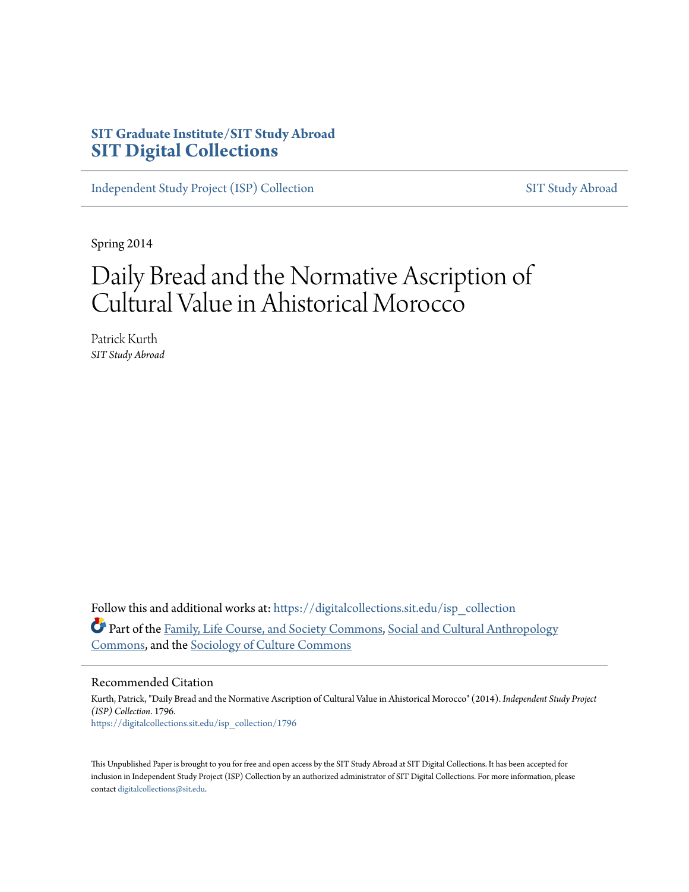**SIT Graduate Institute/SIT Study Abroad**
**SIT Digital Collections**

Independent Study Project (ISP) Collection | SIT Study Abroad

Spring 2014

# Daily Bread and the Normative Ascription of Cultural Value in Ahistorical Morocco

Patrick Kurth
*SIT Study Abroad*

Follow this and additional works at: https://digitalcollections.sit.edu/isp_collection

Part of the Family, Life Course, and Society Commons, Social and Cultural Anthropology Commons, and the Sociology of Culture Commons

## Recommended Citation

Kurth, Patrick, "Daily Bread and the Normative Ascription of Cultural Value in Ahistorical Morocco" (2014). *Independent Study Project (ISP) Collection*. 1796.
https://digitalcollections.sit.edu/isp_collection/1796

This Unpublished Paper is brought to you for free and open access by the SIT Study Abroad at SIT Digital Collections. It has been accepted for inclusion in Independent Study Project (ISP) Collection by an authorized administrator of SIT Digital Collections. For more information, please contact digitalcollections@sit.edu.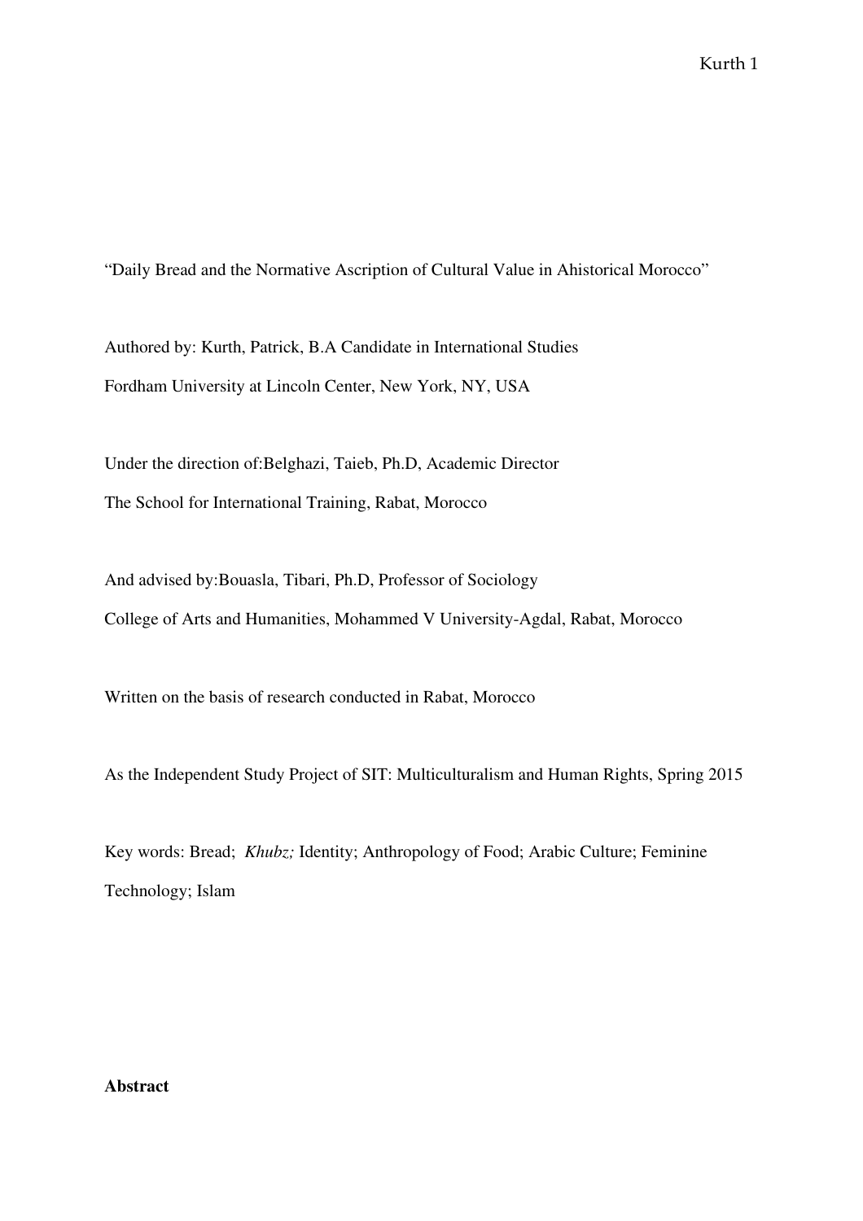"Daily Bread and the Normative Ascription of Cultural Value in Ahistorical Morocco"

Authored by: Kurth, Patrick, B.A Candidate in International Studies

Fordham University at Lincoln Center, New York, NY, USA

Under the direction of:Belghazi, Taieb, Ph.D, Academic Director

The School for International Training, Rabat, Morocco

And advised by:Bouasla, Tibari, Ph.D, Professor of Sociology

College of Arts and Humanities, Mohammed V University-Agdal, Rabat, Morocco

Written on the basis of research conducted in Rabat, Morocco

As the Independent Study Project of SIT: Multiculturalism and Human Rights, Spring 2015

Key words: Bread; *Khubz;* Identity; Anthropology of Food; Arabic Culture; Feminine Technology; Islam

**Abstract**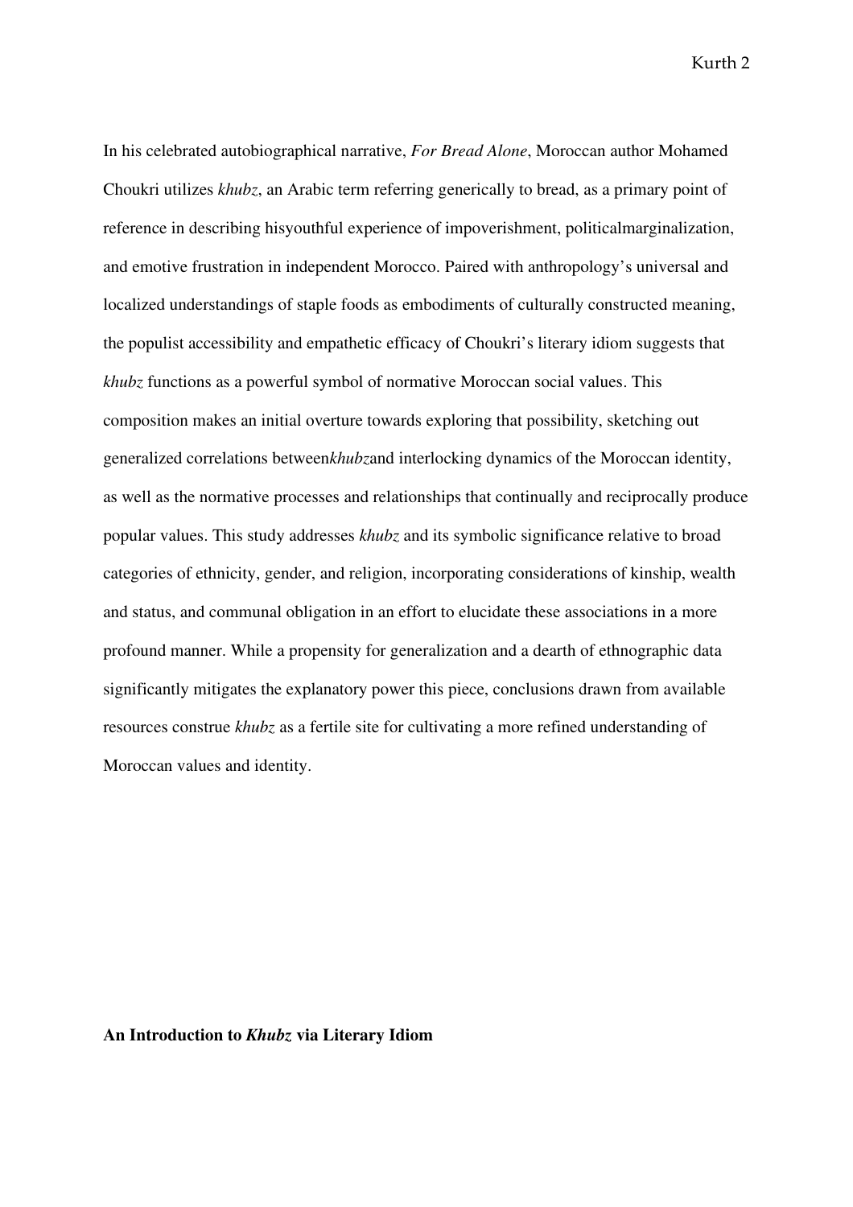In his celebrated autobiographical narrative, *For Bread Alone*, Moroccan author Mohamed Choukri utilizes *khubz*, an Arabic term referring generically to bread, as a primary point of reference in describing hisyouthful experience of impoverishment, politicalmarginalization, and emotive frustration in independent Morocco. Paired with anthropology's universal and localized understandings of staple foods as embodiments of culturally constructed meaning, the populist accessibility and empathetic efficacy of Choukri's literary idiom suggests that *khubz* functions as a powerful symbol of normative Moroccan social values. This composition makes an initial overture towards exploring that possibility, sketching out generalized correlations between*khubz*and interlocking dynamics of the Moroccan identity, as well as the normative processes and relationships that continually and reciprocally produce popular values. This study addresses *khubz* and its symbolic significance relative to broad categories of ethnicity, gender, and religion, incorporating considerations of kinship, wealth and status, and communal obligation in an effort to elucidate these associations in a more profound manner. While a propensity for generalization and a dearth of ethnographic data significantly mitigates the explanatory power this piece, conclusions drawn from available resources construe *khubz* as a fertile site for cultivating a more refined understanding of Moroccan values and identity.

## An Introduction to *Khubz* via Literary Idiom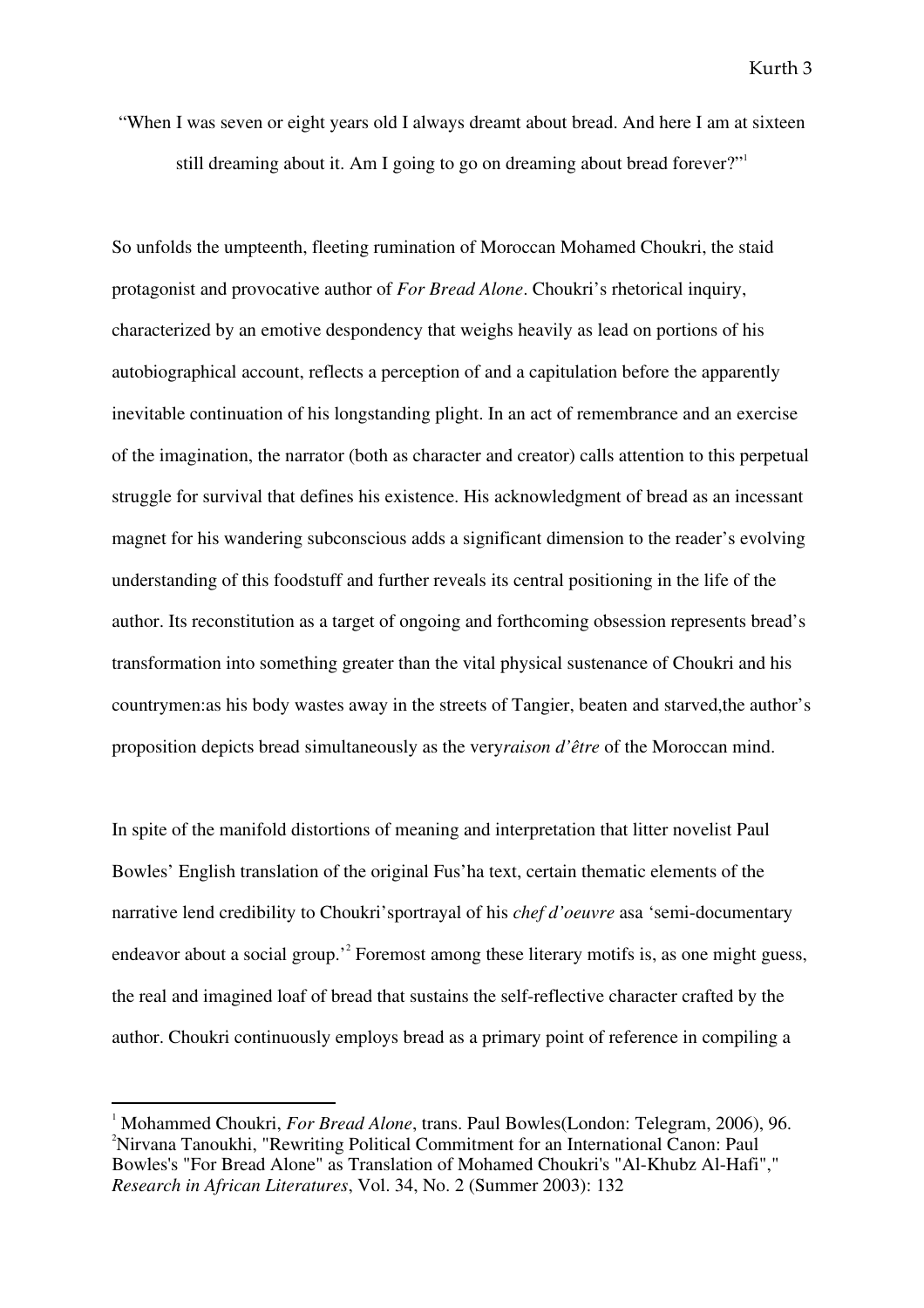"When I was seven or eight years old I always dreamt about bread. And here I am at sixteen still dreaming about it. Am I going to go on dreaming about bread forever?"[1]

So unfolds the umpteenth, fleeting rumination of Moroccan Mohamed Choukri, the staid protagonist and provocative author of *For Bread Alone*. Choukri's rhetorical inquiry, characterized by an emotive despondency that weighs heavily as lead on portions of his autobiographical account, reflects a perception of and a capitulation before the apparently inevitable continuation of his longstanding plight. In an act of remembrance and an exercise of the imagination, the narrator (both as character and creator) calls attention to this perpetual struggle for survival that defines his existence. His acknowledgment of bread as an incessant magnet for his wandering subconscious adds a significant dimension to the reader's evolving understanding of this foodstuff and further reveals its central positioning in the life of the author. Its reconstitution as a target of ongoing and forthcoming obsession represents bread's transformation into something greater than the vital physical sustenance of Choukri and his countrymen:as his body wastes away in the streets of Tangier, beaten and starved,the author's proposition depicts bread simultaneously as the very*raison d'être* of the Moroccan mind.

In spite of the manifold distortions of meaning and interpretation that litter novelist Paul Bowles' English translation of the original Fus'ha text, certain thematic elements of the narrative lend credibility to Choukri'sportrayal of his *chef d'oeuvre* asa 'semi-documentary endeavor about a social group.'[2] Foremost among these literary motifs is, as one might guess, the real and imagined loaf of bread that sustains the self-reflective character crafted by the author. Choukri continuously employs bread as a primary point of reference in compiling a

---

[1] Mohammed Choukri, *For Bread Alone*, trans. Paul Bowles(London: Telegram, 2006), 96.
[2] Nirvana Tanoukhi, "Rewriting Political Commitment for an International Canon: Paul Bowles's "For Bread Alone" as Translation of Mohamed Choukri's "Al-Khubz Al-Hafi"," *Research in African Literatures*, Vol. 34, No. 2 (Summer 2003): 132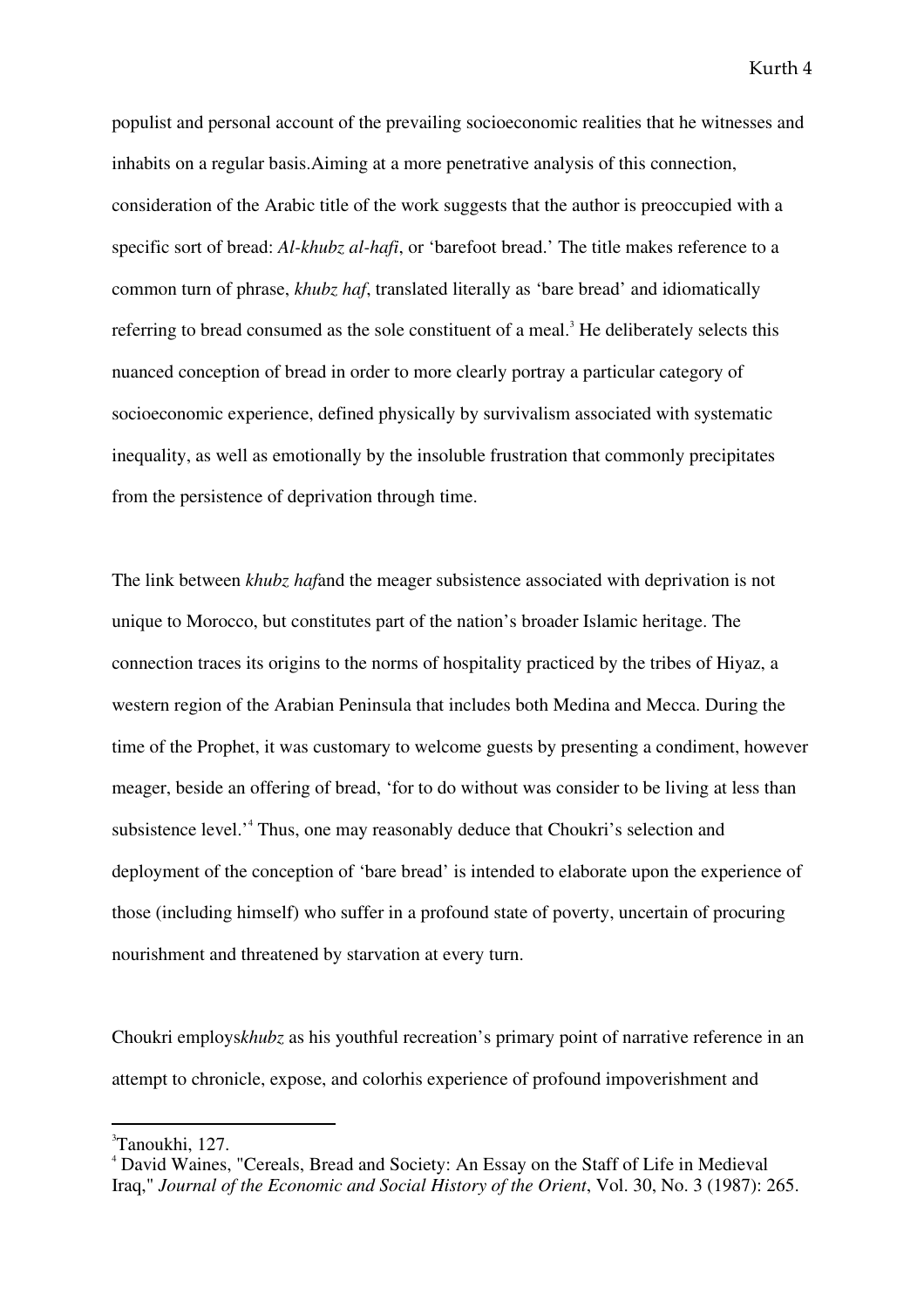populist and personal account of the prevailing socioeconomic realities that he witnesses and inhabits on a regular basis.Aiming at a more penetrative analysis of this connection, consideration of the Arabic title of the work suggests that the author is preoccupied with a specific sort of bread: *Al-khubz al-hafi*, or 'barefoot bread.' The title makes reference to a common turn of phrase, *khubz haf*, translated literally as 'bare bread' and idiomatically referring to bread consumed as the sole constituent of a meal.[3] He deliberately selects this nuanced conception of bread in order to more clearly portray a particular category of socioeconomic experience, defined physically by survivalism associated with systematic inequality, as well as emotionally by the insoluble frustration that commonly precipitates from the persistence of deprivation through time.

The link between *khubz haf*and the meager subsistence associated with deprivation is not unique to Morocco, but constitutes part of the nation's broader Islamic heritage. The connection traces its origins to the norms of hospitality practiced by the tribes of Hiyaz, a western region of the Arabian Peninsula that includes both Medina and Mecca. During the time of the Prophet, it was customary to welcome guests by presenting a condiment, however meager, beside an offering of bread, 'for to do without was consider to be living at less than subsistence level.'[4] Thus, one may reasonably deduce that Choukri's selection and deployment of the conception of 'bare bread' is intended to elaborate upon the experience of those (including himself) who suffer in a profound state of poverty, uncertain of procuring nourishment and threatened by starvation at every turn.

Choukri employs*khubz* as his youthful recreation's primary point of narrative reference in an attempt to chronicle, expose, and colorhis experience of profound impoverishment and

---

[3] Tanoukhi, 127.

[4] David Waines, "Cereals, Bread and Society: An Essay on the Staff of Life in Medieval Iraq," *Journal of the Economic and Social History of the Orient*, Vol. 30, No. 3 (1987): 265.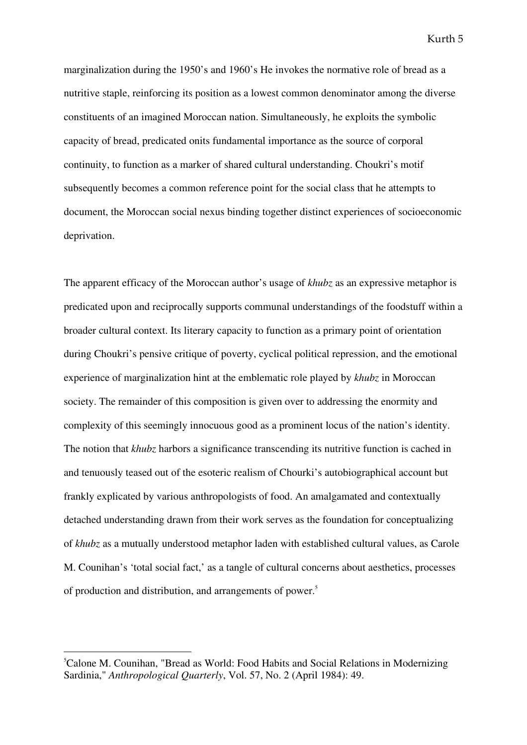marginalization during the 1950's and 1960's He invokes the normative role of bread as a nutritive staple, reinforcing its position as a lowest common denominator among the diverse constituents of an imagined Moroccan nation. Simultaneously, he exploits the symbolic capacity of bread, predicated onits fundamental importance as the source of corporal continuity, to function as a marker of shared cultural understanding. Choukri's motif subsequently becomes a common reference point for the social class that he attempts to document, the Moroccan social nexus binding together distinct experiences of socioeconomic deprivation.

The apparent efficacy of the Moroccan author's usage of *khubz* as an expressive metaphor is predicated upon and reciprocally supports communal understandings of the foodstuff within a broader cultural context. Its literary capacity to function as a primary point of orientation during Choukri's pensive critique of poverty, cyclical political repression, and the emotional experience of marginalization hint at the emblematic role played by *khubz* in Moroccan society. The remainder of this composition is given over to addressing the enormity and complexity of this seemingly innocuous good as a prominent locus of the nation's identity. The notion that *khubz* harbors a significance transcending its nutritive function is cached in and tenuously teased out of the esoteric realism of Chourki's autobiographical account but frankly explicated by various anthropologists of food. An amalgamated and contextually detached understanding drawn from their work serves as the foundation for conceptualizing of *khubz* as a mutually understood metaphor laden with established cultural values, as Carole M. Counihan's 'total social fact,' as a tangle of cultural concerns about aesthetics, processes of production and distribution, and arrangements of power.[5]

---

[5]Calone M. Counihan, "Bread as World: Food Habits and Social Relations in Modernizing Sardinia," *Anthropological Quarterly*, Vol. 57, No. 2 (April 1984): 49.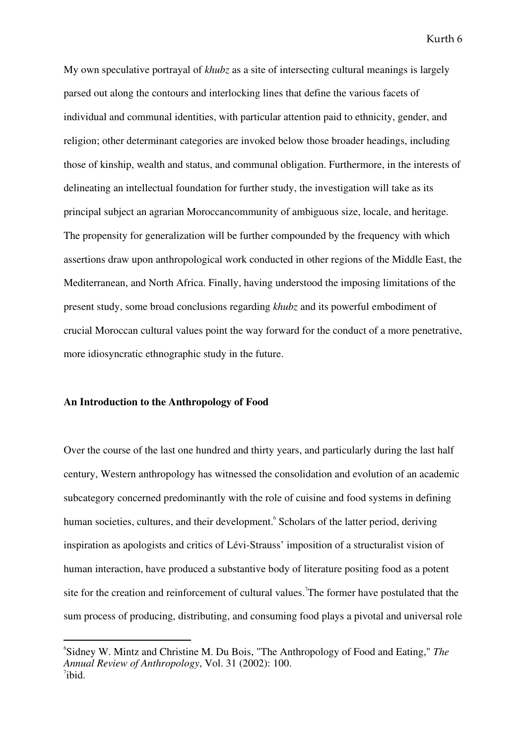My own speculative portrayal of *khubz* as a site of intersecting cultural meanings is largely parsed out along the contours and interlocking lines that define the various facets of individual and communal identities, with particular attention paid to ethnicity, gender, and religion; other determinant categories are invoked below those broader headings, including those of kinship, wealth and status, and communal obligation. Furthermore, in the interests of delineating an intellectual foundation for further study, the investigation will take as its principal subject an agrarian Moroccancommunity of ambiguous size, locale, and heritage. The propensity for generalization will be further compounded by the frequency with which assertions draw upon anthropological work conducted in other regions of the Middle East, the Mediterranean, and North Africa. Finally, having understood the imposing limitations of the present study, some broad conclusions regarding *khubz* and its powerful embodiment of crucial Moroccan cultural values point the way forward for the conduct of a more penetrative, more idiosyncratic ethnographic study in the future.

**An Introduction to the Anthropology of Food**

Over the course of the last one hundred and thirty years, and particularly during the last half century, Western anthropology has witnessed the consolidation and evolution of an academic subcategory concerned predominantly with the role of cuisine and food systems in defining human societies, cultures, and their development.[6] Scholars of the latter period, deriving inspiration as apologists and critics of Lévi-Strauss' imposition of a structuralist vision of human interaction, have produced a substantive body of literature positing food as a potent site for the creation and reinforcement of cultural values.[7]The former have postulated that the sum process of producing, distributing, and consuming food plays a pivotal and universal role

[6]Sidney W. Mintz and Christine M. Du Bois, "The Anthropology of Food and Eating," *The Annual Review of Anthropology*, Vol. 31 (2002): 100.
[7]ibid.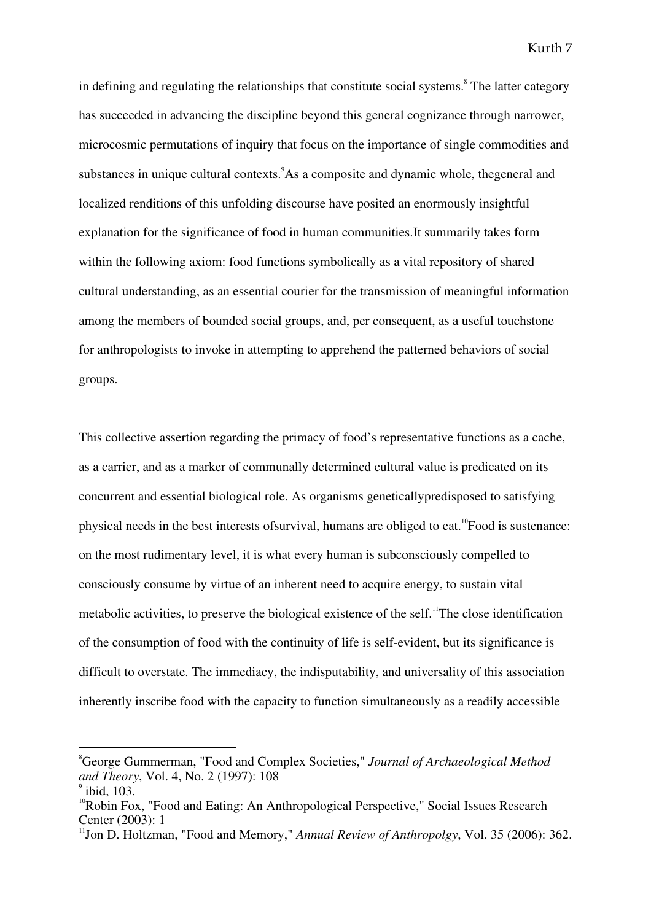in defining and regulating the relationships that constitute social systems.[8] The latter category has succeeded in advancing the discipline beyond this general cognizance through narrower, microcosmic permutations of inquiry that focus on the importance of single commodities and substances in unique cultural contexts.[9]As a composite and dynamic whole, thegeneral and localized renditions of this unfolding discourse have posited an enormously insightful explanation for the significance of food in human communities.It summarily takes form within the following axiom: food functions symbolically as a vital repository of shared cultural understanding, as an essential courier for the transmission of meaningful information among the members of bounded social groups, and, per consequent, as a useful touchstone for anthropologists to invoke in attempting to apprehend the patterned behaviors of social groups.

This collective assertion regarding the primacy of food's representative functions as a cache, as a carrier, and as a marker of communally determined cultural value is predicated on its concurrent and essential biological role. As organisms geneticallypredisposed to satisfying physical needs in the best interests ofsurvival, humans are obliged to eat.[10]Food is sustenance: on the most rudimentary level, it is what every human is subconsciously compelled to consciously consume by virtue of an inherent need to acquire energy, to sustain vital metabolic activities, to preserve the biological existence of the self.[11]The close identification of the consumption of food with the continuity of life is self-evident, but its significance is difficult to overstate. The immediacy, the indisputability, and universality of this association inherently inscribe food with the capacity to function simultaneously as a readily accessible

---

[8]George Gummerman, "Food and Complex Societies," *Journal of Archaeological Method and Theory*, Vol. 4, No. 2 (1997): 108

[9] ibid, 103.

[10]Robin Fox, "Food and Eating: An Anthropological Perspective," Social Issues Research Center (2003): 1

[11]Jon D. Holtzman, "Food and Memory," *Annual Review of Anthropolgy*, Vol. 35 (2006): 362.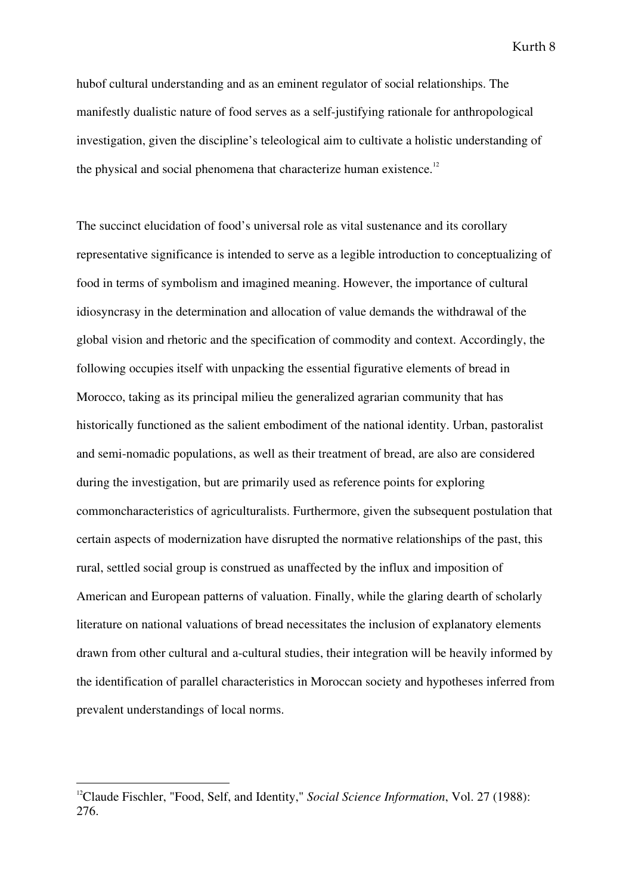hubof cultural understanding and as an eminent regulator of social relationships. The manifestly dualistic nature of food serves as a self-justifying rationale for anthropological investigation, given the discipline's teleological aim to cultivate a holistic understanding of the physical and social phenomena that characterize human existence.[12]

The succinct elucidation of food's universal role as vital sustenance and its corollary representative significance is intended to serve as a legible introduction to conceptualizing of food in terms of symbolism and imagined meaning. However, the importance of cultural idiosyncrasy in the determination and allocation of value demands the withdrawal of the global vision and rhetoric and the specification of commodity and context. Accordingly, the following occupies itself with unpacking the essential figurative elements of bread in Morocco, taking as its principal milieu the generalized agrarian community that has historically functioned as the salient embodiment of the national identity. Urban, pastoralist and semi-nomadic populations, as well as their treatment of bread, are also are considered during the investigation, but are primarily used as reference points for exploring commoncharacteristics of agriculturalists. Furthermore, given the subsequent postulation that certain aspects of modernization have disrupted the normative relationships of the past, this rural, settled social group is construed as unaffected by the influx and imposition of American and European patterns of valuation. Finally, while the glaring dearth of scholarly literature on national valuations of bread necessitates the inclusion of explanatory elements drawn from other cultural and a-cultural studies, their integration will be heavily informed by the identification of parallel characteristics in Moroccan society and hypotheses inferred from prevalent understandings of local norms.

---

[12]Claude Fischler, "Food, Self, and Identity," *Social Science Information*, Vol. 27 (1988): 276.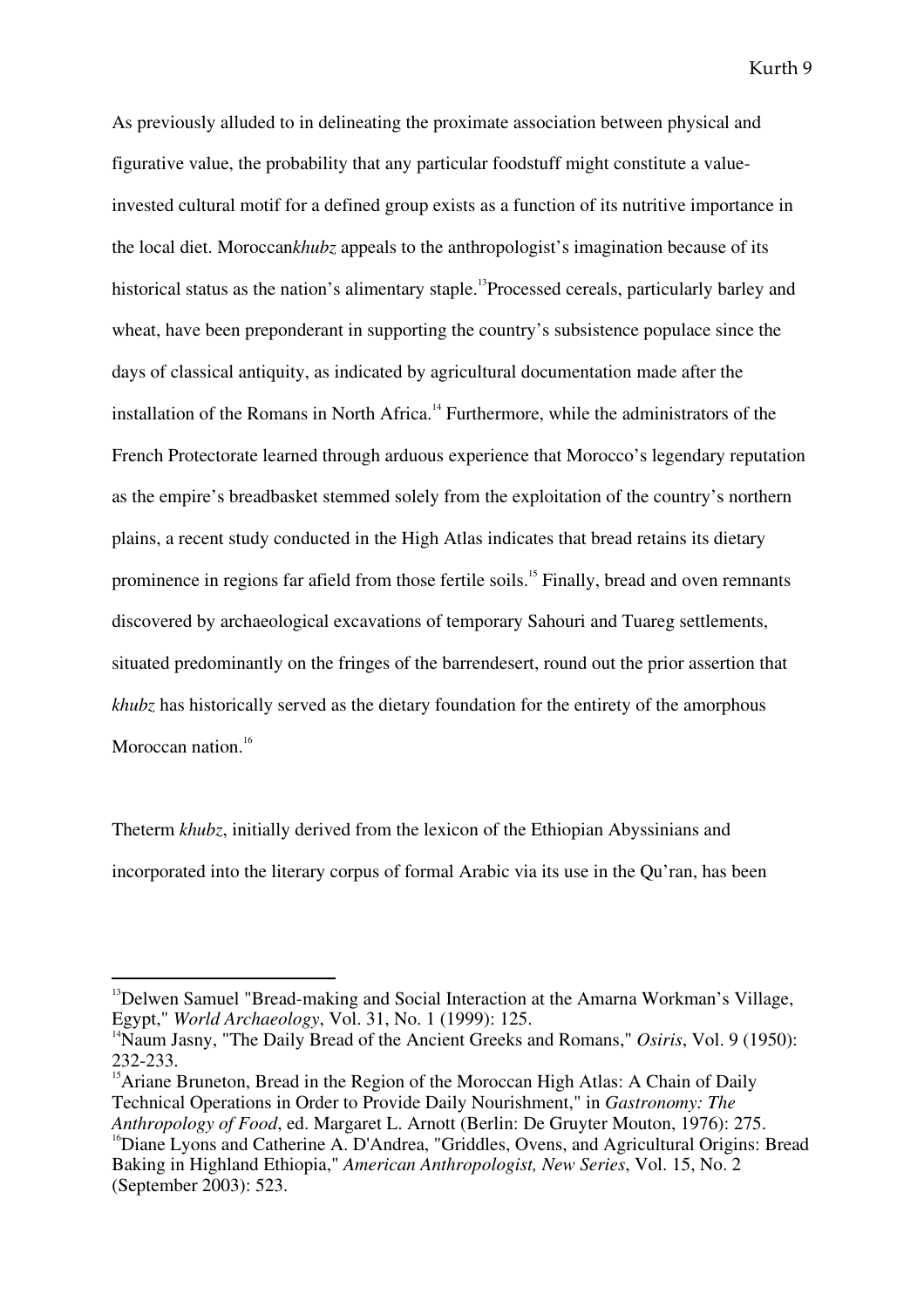As previously alluded to in delineating the proximate association between physical and figurative value, the probability that any particular foodstuff might constitute a value-invested cultural motif for a defined group exists as a function of its nutritive importance in the local diet. Moroccan*khubz* appeals to the anthropologist's imagination because of its historical status as the nation's alimentary staple.[13]Processed cereals, particularly barley and wheat, have been preponderant in supporting the country's subsistence populace since the days of classical antiquity, as indicated by agricultural documentation made after the installation of the Romans in North Africa.[14] Furthermore, while the administrators of the French Protectorate learned through arduous experience that Morocco's legendary reputation as the empire's breadbasket stemmed solely from the exploitation of the country's northern plains, a recent study conducted in the High Atlas indicates that bread retains its dietary prominence in regions far afield from those fertile soils.[15] Finally, bread and oven remnants discovered by archaeological excavations of temporary Sahouri and Tuareg settlements, situated predominantly on the fringes of the barrendesert, round out the prior assertion that *khubz* has historically served as the dietary foundation for the entirety of the amorphous Moroccan nation.[16]

Theterm *khubz*, initially derived from the lexicon of the Ethiopian Abyssinians and incorporated into the literary corpus of formal Arabic via its use in the Qu'ran, has been

---

[13]Delwen Samuel "Bread-making and Social Interaction at the Amarna Workman's Village, Egypt," *World Archaeology*, Vol. 31, No. 1 (1999): 125.

[14]Naum Jasny, "The Daily Bread of the Ancient Greeks and Romans," *Osiris*, Vol. 9 (1950): 232-233.

[15]Ariane Bruneton, Bread in the Region of the Moroccan High Atlas: A Chain of Daily Technical Operations in Order to Provide Daily Nourishment," in *Gastronomy: The Anthropology of Food*, ed. Margaret L. Arnott (Berlin: De Gruyter Mouton, 1976): 275.

[16]Diane Lyons and Catherine A. D'Andrea, "Griddles, Ovens, and Agricultural Origins: Bread Baking in Highland Ethiopia," *American Anthropologist, New Series*, Vol. 15, No. 2 (September 2003): 523.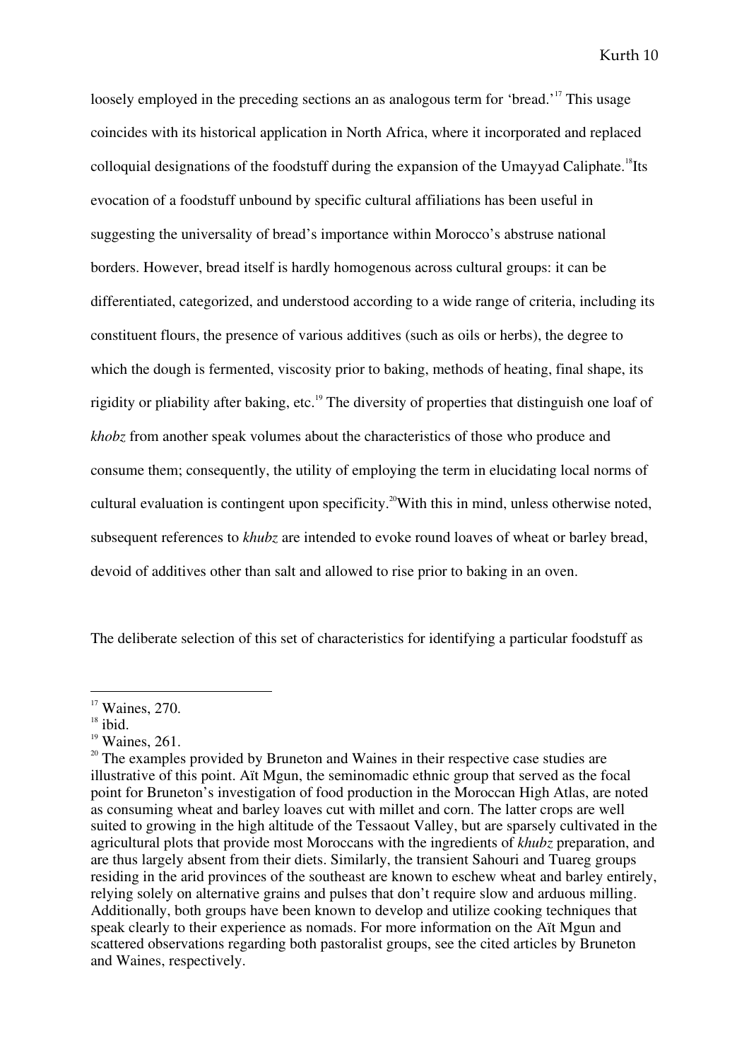loosely employed in the preceding sections an as analogous term for 'bread.'[17] This usage coincides with its historical application in North Africa, where it incorporated and replaced colloquial designations of the foodstuff during the expansion of the Umayyad Caliphate.[18]Its evocation of a foodstuff unbound by specific cultural affiliations has been useful in suggesting the universality of bread's importance within Morocco's abstruse national borders. However, bread itself is hardly homogenous across cultural groups: it can be differentiated, categorized, and understood according to a wide range of criteria, including its constituent flours, the presence of various additives (such as oils or herbs), the degree to which the dough is fermented, viscosity prior to baking, methods of heating, final shape, its rigidity or pliability after baking, etc.[19] The diversity of properties that distinguish one loaf of *khobz* from another speak volumes about the characteristics of those who produce and consume them; consequently, the utility of employing the term in elucidating local norms of cultural evaluation is contingent upon specificity.[20]With this in mind, unless otherwise noted, subsequent references to *khubz* are intended to evoke round loaves of wheat or barley bread, devoid of additives other than salt and allowed to rise prior to baking in an oven.

The deliberate selection of this set of characteristics for identifying a particular foodstuff as

---

[17] Waines, 270.

[18] ibid.

[19] Waines, 261.

[20] The examples provided by Bruneton and Waines in their respective case studies are illustrative of this point. Aït Mgun, the seminomadic ethnic group that served as the focal point for Bruneton's investigation of food production in the Moroccan High Atlas, are noted as consuming wheat and barley loaves cut with millet and corn. The latter crops are well suited to growing in the high altitude of the Tessaout Valley, but are sparsely cultivated in the agricultural plots that provide most Moroccans with the ingredients of *khubz* preparation, and are thus largely absent from their diets. Similarly, the transient Sahouri and Tuareg groups residing in the arid provinces of the southeast are known to eschew wheat and barley entirely, relying solely on alternative grains and pulses that don't require slow and arduous milling. Additionally, both groups have been known to develop and utilize cooking techniques that speak clearly to their experience as nomads. For more information on the Aït Mgun and scattered observations regarding both pastoralist groups, see the cited articles by Bruneton and Waines, respectively.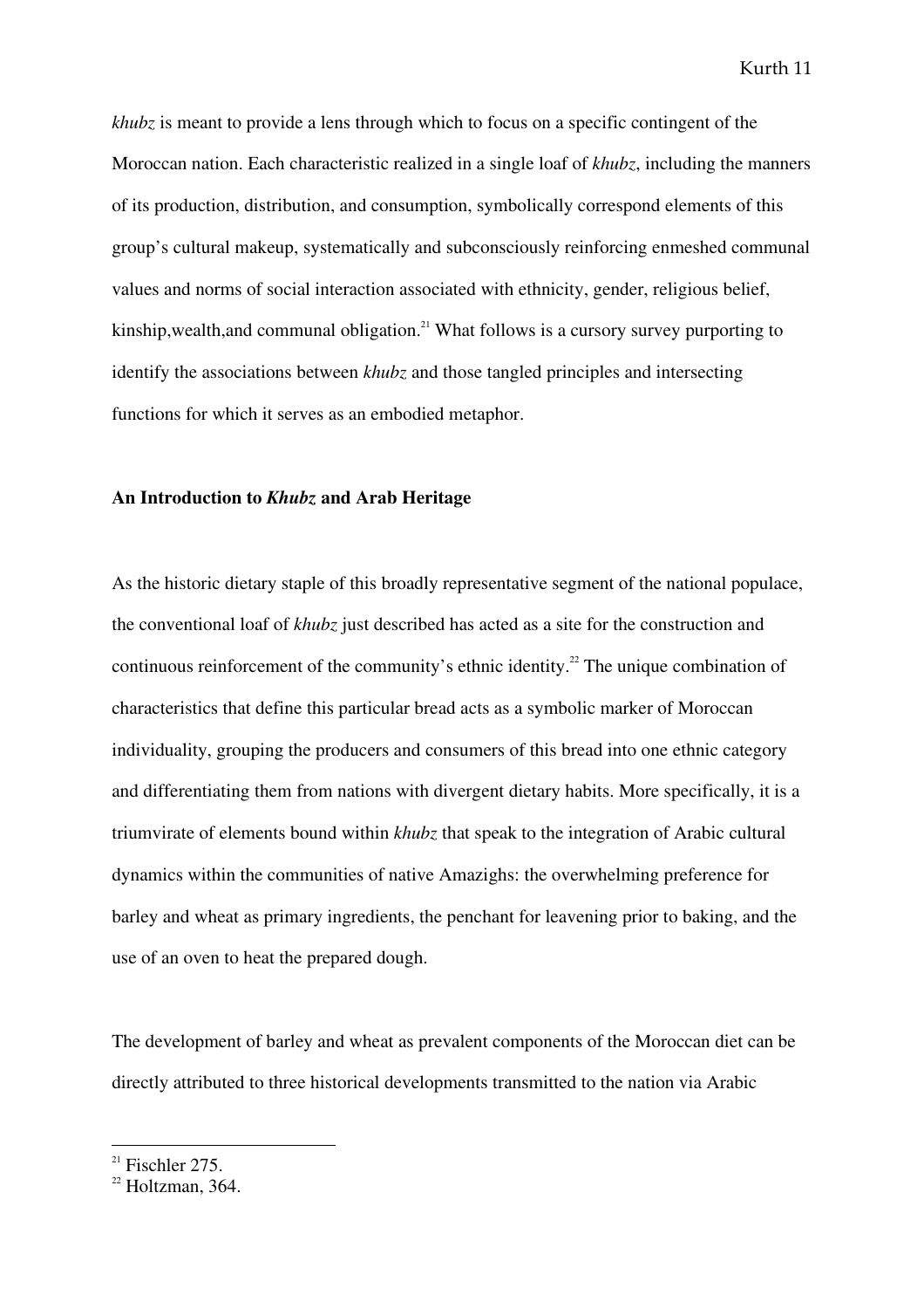*khubz* is meant to provide a lens through which to focus on a specific contingent of the Moroccan nation. Each characteristic realized in a single loaf of *khubz*, including the manners of its production, distribution, and consumption, symbolically correspond elements of this group's cultural makeup, systematically and subconsciously reinforcing enmeshed communal values and norms of social interaction associated with ethnicity, gender, religious belief, kinship,wealth,and communal obligation.[21] What follows is a cursory survey purporting to identify the associations between *khubz* and those tangled principles and intersecting functions for which it serves as an embodied metaphor.

### An Introduction to *Khubz* and Arab Heritage

As the historic dietary staple of this broadly representative segment of the national populace, the conventional loaf of *khubz* just described has acted as a site for the construction and continuous reinforcement of the community's ethnic identity.[22] The unique combination of characteristics that define this particular bread acts as a symbolic marker of Moroccan individuality, grouping the producers and consumers of this bread into one ethnic category and differentiating them from nations with divergent dietary habits. More specifically, it is a triumvirate of elements bound within *khubz* that speak to the integration of Arabic cultural dynamics within the communities of native Amazighs: the overwhelming preference for barley and wheat as primary ingredients, the penchant for leavening prior to baking, and the use of an oven to heat the prepared dough.

The development of barley and wheat as prevalent components of the Moroccan diet can be directly attributed to three historical developments transmitted to the nation via Arabic

---

[21] Fischler 275.

[22] Holtzman, 364.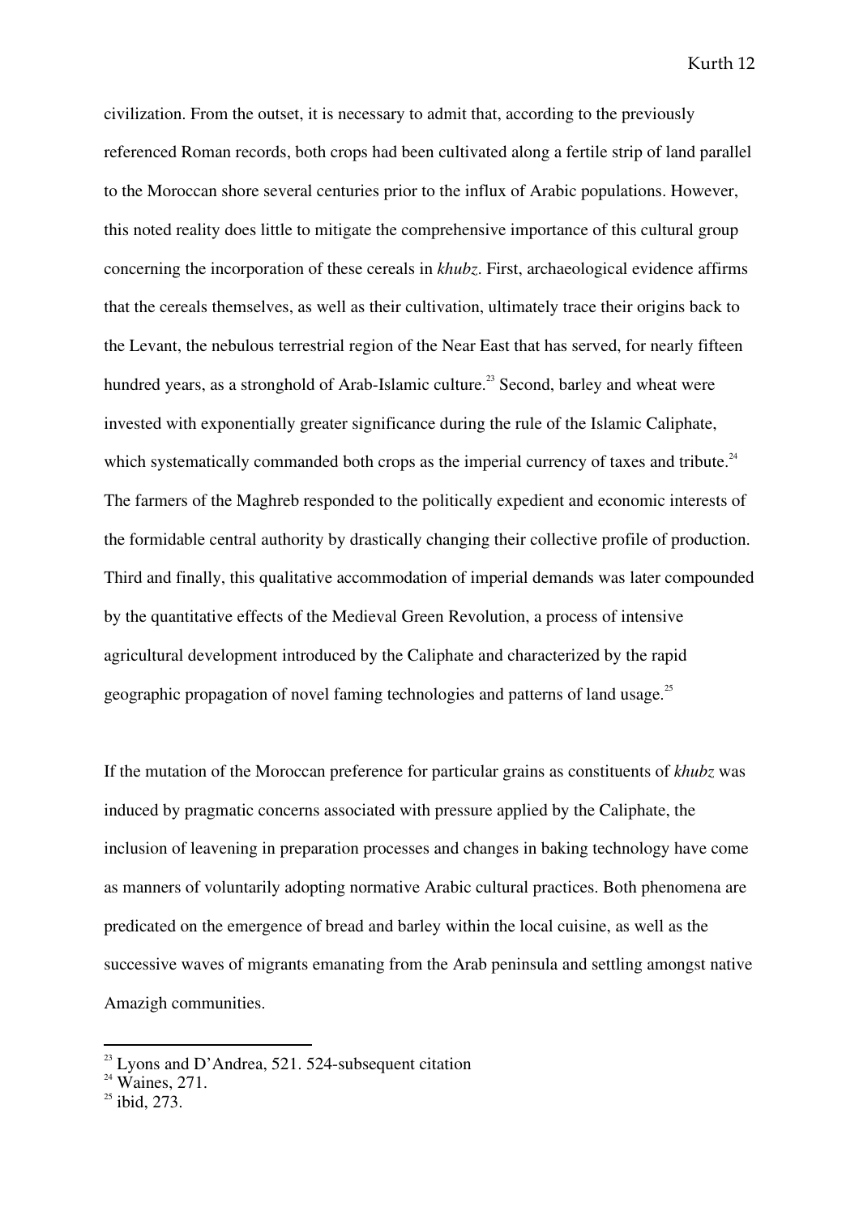civilization. From the outset, it is necessary to admit that, according to the previously referenced Roman records, both crops had been cultivated along a fertile strip of land parallel to the Moroccan shore several centuries prior to the influx of Arabic populations. However, this noted reality does little to mitigate the comprehensive importance of this cultural group concerning the incorporation of these cereals in *khubz*. First, archaeological evidence affirms that the cereals themselves, as well as their cultivation, ultimately trace their origins back to the Levant, the nebulous terrestrial region of the Near East that has served, for nearly fifteen hundred years, as a stronghold of Arab-Islamic culture.[23] Second, barley and wheat were invested with exponentially greater significance during the rule of the Islamic Caliphate, which systematically commanded both crops as the imperial currency of taxes and tribute.[24] The farmers of the Maghreb responded to the politically expedient and economic interests of the formidable central authority by drastically changing their collective profile of production. Third and finally, this qualitative accommodation of imperial demands was later compounded by the quantitative effects of the Medieval Green Revolution, a process of intensive agricultural development introduced by the Caliphate and characterized by the rapid geographic propagation of novel faming technologies and patterns of land usage.[25]

If the mutation of the Moroccan preference for particular grains as constituents of *khubz* was induced by pragmatic concerns associated with pressure applied by the Caliphate, the inclusion of leavening in preparation processes and changes in baking technology have come as manners of voluntarily adopting normative Arabic cultural practices. Both phenomena are predicated on the emergence of bread and barley within the local cuisine, as well as the successive waves of migrants emanating from the Arab peninsula and settling amongst native Amazigh communities.

---

[23] Lyons and D'Andrea, 521. 524-subsequent citation

[24] Waines, 271.

[25] ibid, 273.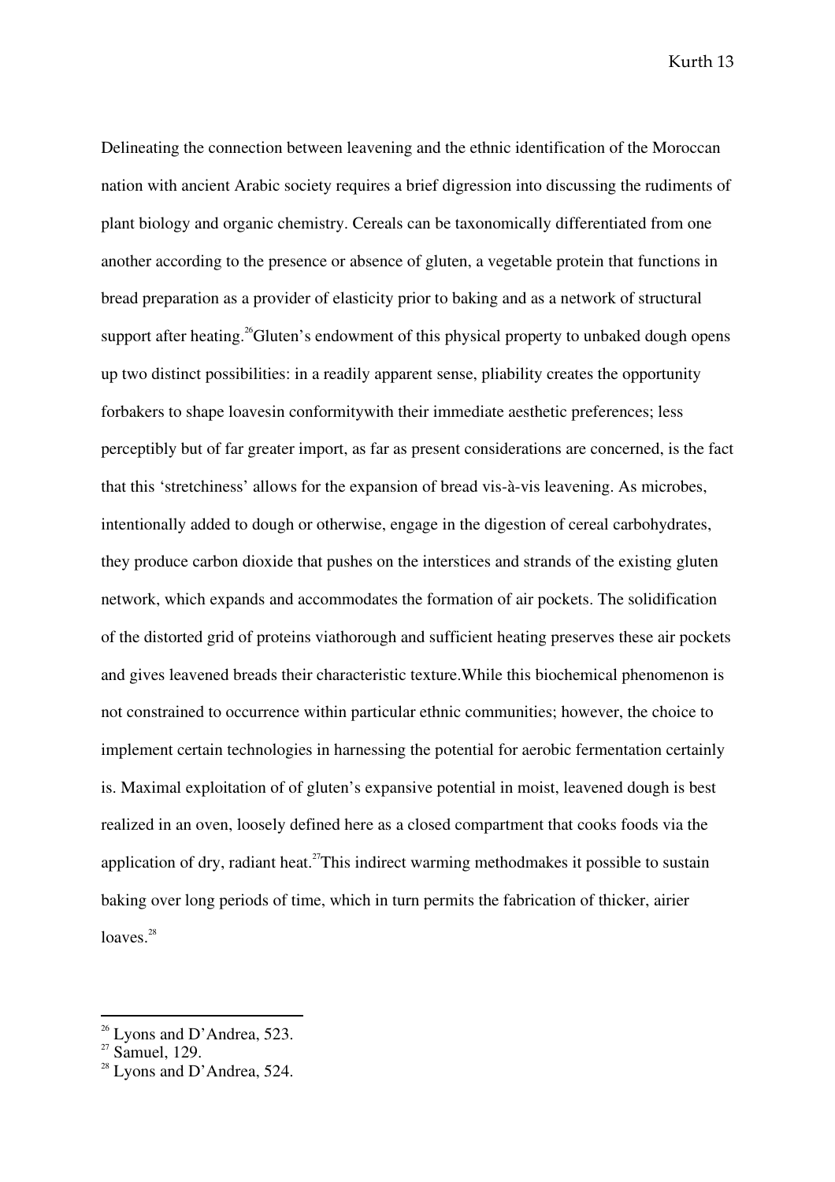Delineating the connection between leavening and the ethnic identification of the Moroccan nation with ancient Arabic society requires a brief digression into discussing the rudiments of plant biology and organic chemistry. Cereals can be taxonomically differentiated from one another according to the presence or absence of gluten, a vegetable protein that functions in bread preparation as a provider of elasticity prior to baking and as a network of structural support after heating.[26]Gluten's endowment of this physical property to unbaked dough opens up two distinct possibilities: in a readily apparent sense, pliability creates the opportunity forbakers to shape loavesin conformitywith their immediate aesthetic preferences; less perceptibly but of far greater import, as far as present considerations are concerned, is the fact that this 'stretchiness' allows for the expansion of bread vis-à-vis leavening. As microbes, intentionally added to dough or otherwise, engage in the digestion of cereal carbohydrates, they produce carbon dioxide that pushes on the interstices and strands of the existing gluten network, which expands and accommodates the formation of air pockets. The solidification of the distorted grid of proteins viathorough and sufficient heating preserves these air pockets and gives leavened breads their characteristic texture.While this biochemical phenomenon is not constrained to occurrence within particular ethnic communities; however, the choice to implement certain technologies in harnessing the potential for aerobic fermentation certainly is. Maximal exploitation of of gluten's expansive potential in moist, leavened dough is best realized in an oven, loosely defined here as a closed compartment that cooks foods via the application of dry, radiant heat.[27]This indirect warming methodmakes it possible to sustain baking over long periods of time, which in turn permits the fabrication of thicker, airier loaves.[28]

---

[26] Lyons and D'Andrea, 523.
[27] Samuel, 129.
[28] Lyons and D'Andrea, 524.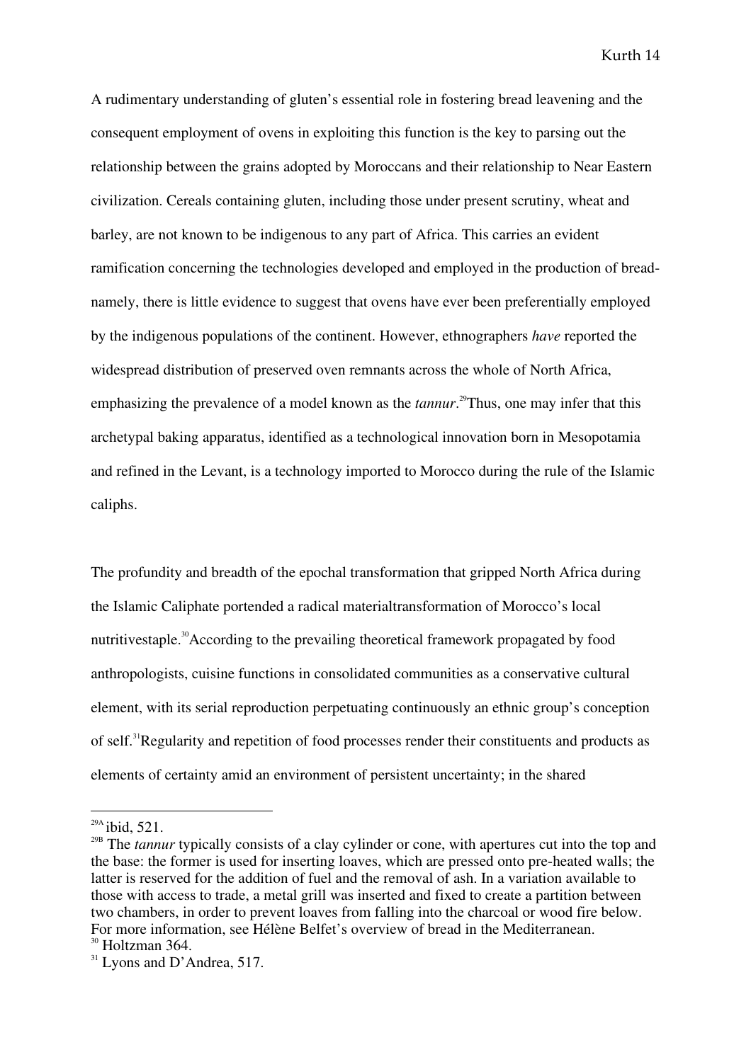A rudimentary understanding of gluten's essential role in fostering bread leavening and the consequent employment of ovens in exploiting this function is the key to parsing out the relationship between the grains adopted by Moroccans and their relationship to Near Eastern civilization. Cereals containing gluten, including those under present scrutiny, wheat and barley, are not known to be indigenous to any part of Africa. This carries an evident ramification concerning the technologies developed and employed in the production of bread- namely, there is little evidence to suggest that ovens have ever been preferentially employed by the indigenous populations of the continent. However, ethnographers *have* reported the widespread distribution of preserved oven remnants across the whole of North Africa, emphasizing the prevalence of a model known as the *tannur*.[29]Thus, one may infer that this archetypal baking apparatus, identified as a technological innovation born in Mesopotamia and refined in the Levant, is a technology imported to Morocco during the rule of the Islamic caliphs.

The profundity and breadth of the epochal transformation that gripped North Africa during the Islamic Caliphate portended a radical materialtransformation of Morocco's local nutritivestaple.[30]According to the prevailing theoretical framework propagated by food anthropologists, cuisine functions in consolidated communities as a conservative cultural element, with its serial reproduction perpetuating continuously an ethnic group's conception of self.[31]Regularity and repetition of food processes render their constituents and products as elements of certainty amid an environment of persistent uncertainty; in the shared

---

[29A] ibid, 521.

[29B] The *tannur* typically consists of a clay cylinder or cone, with apertures cut into the top and the base: the former is used for inserting loaves, which are pressed onto pre-heated walls; the latter is reserved for the addition of fuel and the removal of ash. In a variation available to those with access to trade, a metal grill was inserted and fixed to create a partition between two chambers, in order to prevent loaves from falling into the charcoal or wood fire below. For more information, see Hélène Belfet's overview of bread in the Mediterranean.

[30] Holtzman 364.

[31] Lyons and D'Andrea, 517.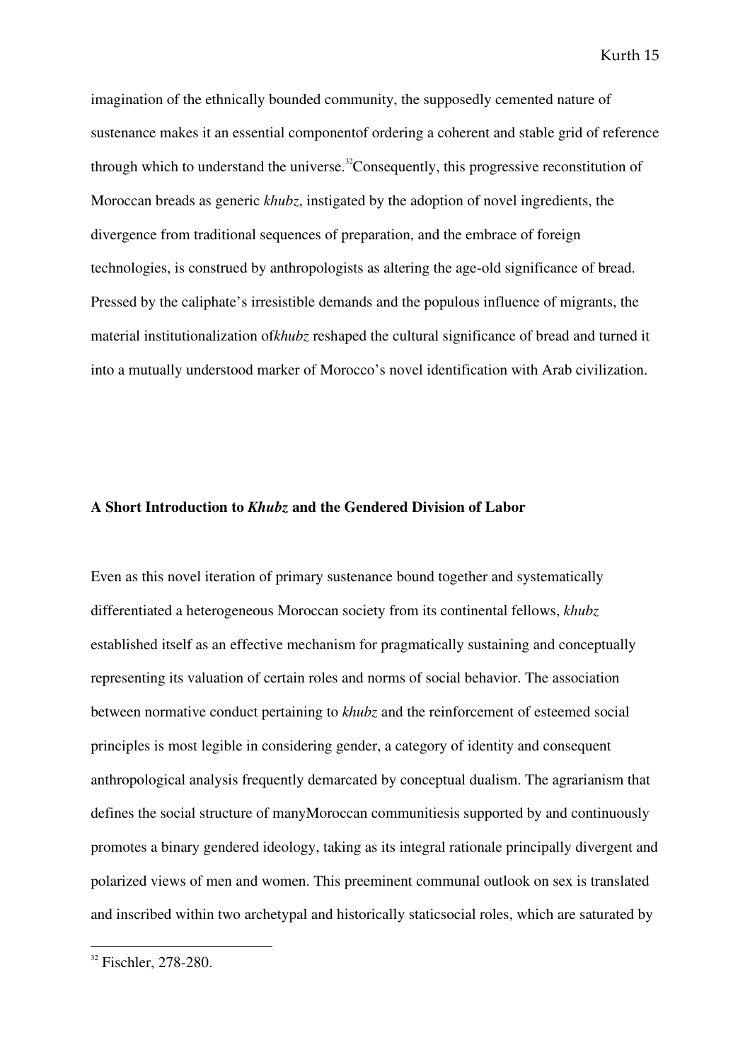imagination of the ethnically bounded community, the supposedly cemented nature of sustenance makes it an essential componentof ordering a coherent and stable grid of reference through which to understand the universe.[32]Consequently, this progressive reconstitution of Moroccan breads as generic *khubz*, instigated by the adoption of novel ingredients, the divergence from traditional sequences of preparation, and the embrace of foreign technologies, is construed by anthropologists as altering the age-old significance of bread. Pressed by the caliphate's irresistible demands and the populous influence of migrants, the material institutionalization of*khubz* reshaped the cultural significance of bread and turned it into a mutually understood marker of Morocco's novel identification with Arab civilization.

**A Short Introduction to *Khubz* and the Gendered Division of Labor**

Even as this novel iteration of primary sustenance bound together and systematically differentiated a heterogeneous Moroccan society from its continental fellows, *khubz* established itself as an effective mechanism for pragmatically sustaining and conceptually representing its valuation of certain roles and norms of social behavior. The association between normative conduct pertaining to *khubz* and the reinforcement of esteemed social principles is most legible in considering gender, a category of identity and consequent anthropological analysis frequently demarcated by conceptual dualism. The agrarianism that defines the social structure of manyMoroccan communitiesis supported by and continuously promotes a binary gendered ideology, taking as its integral rationale principally divergent and polarized views of men and women. This preeminent communal outlook on sex is translated and inscribed within two archetypal and historically staticsocial roles, which are saturated by

[32] Fischler, 278-280.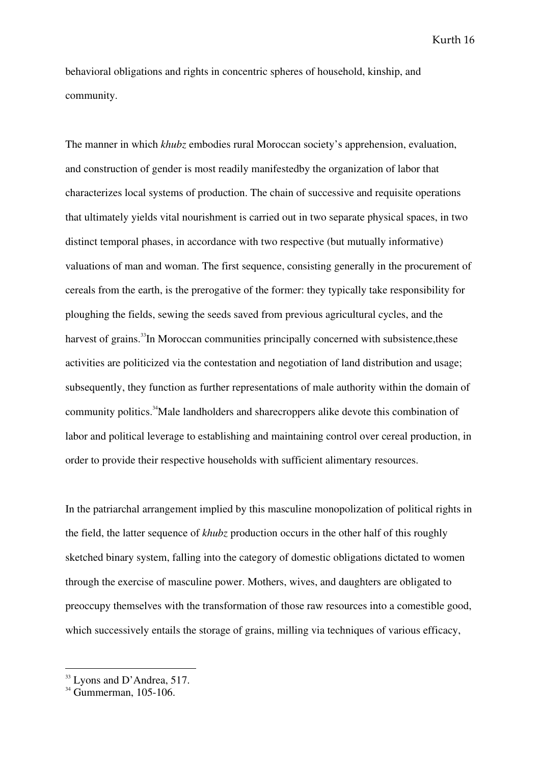behavioral obligations and rights in concentric spheres of household, kinship, and community.

The manner in which *khubz* embodies rural Moroccan society's apprehension, evaluation, and construction of gender is most readily manifestedby the organization of labor that characterizes local systems of production. The chain of successive and requisite operations that ultimately yields vital nourishment is carried out in two separate physical spaces, in two distinct temporal phases, in accordance with two respective (but mutually informative) valuations of man and woman. The first sequence, consisting generally in the procurement of cereals from the earth, is the prerogative of the former: they typically take responsibility for ploughing the fields, sewing the seeds saved from previous agricultural cycles, and the harvest of grains.[33]In Moroccan communities principally concerned with subsistence,these activities are politicized via the contestation and negotiation of land distribution and usage; subsequently, they function as further representations of male authority within the domain of community politics.[34]Male landholders and sharecroppers alike devote this combination of labor and political leverage to establishing and maintaining control over cereal production, in order to provide their respective households with sufficient alimentary resources.

In the patriarchal arrangement implied by this masculine monopolization of political rights in the field, the latter sequence of *khubz* production occurs in the other half of this roughly sketched binary system, falling into the category of domestic obligations dictated to women through the exercise of masculine power. Mothers, wives, and daughters are obligated to preoccupy themselves with the transformation of those raw resources into a comestible good, which successively entails the storage of grains, milling via techniques of various efficacy,

[33] Lyons and D'Andrea, 517.

[34] Gummerman, 105-106.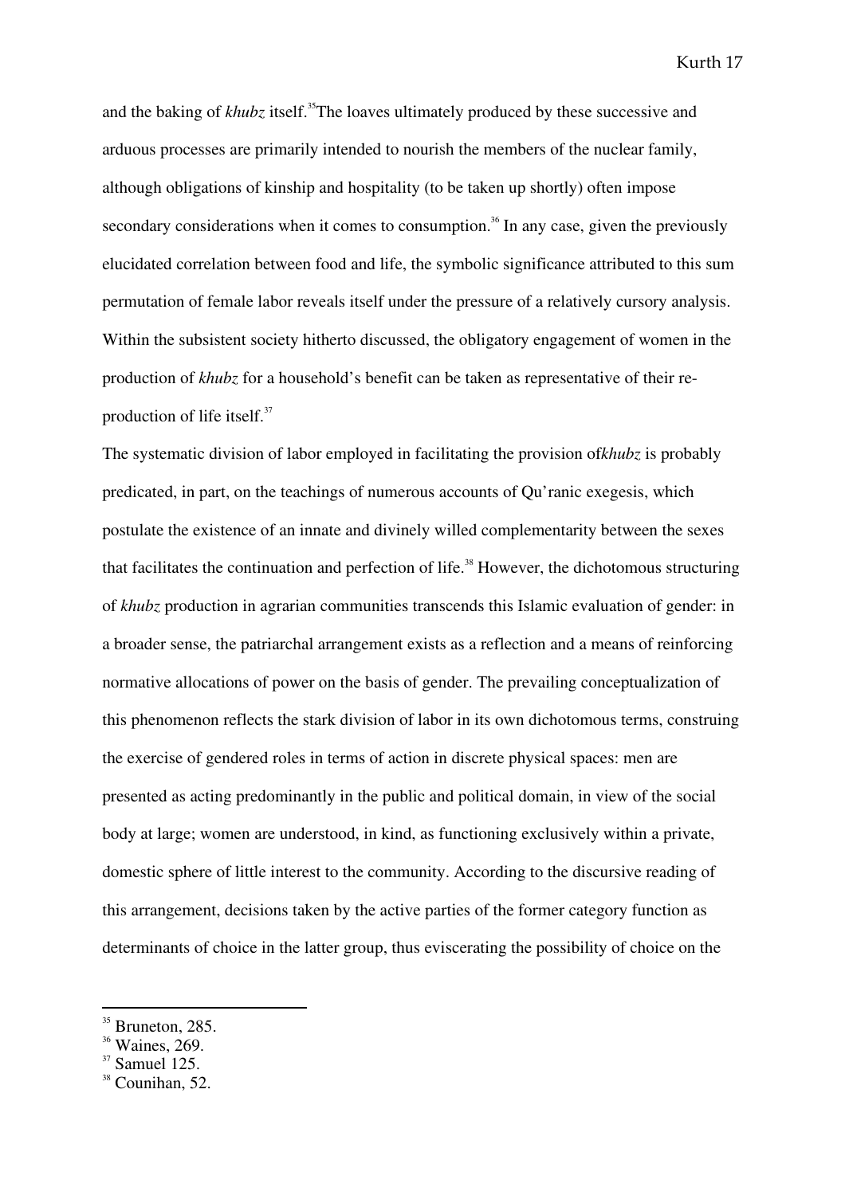and the baking of *khubz* itself.[35]The loaves ultimately produced by these successive and arduous processes are primarily intended to nourish the members of the nuclear family, although obligations of kinship and hospitality (to be taken up shortly) often impose secondary considerations when it comes to consumption.[36] In any case, given the previously elucidated correlation between food and life, the symbolic significance attributed to this sum permutation of female labor reveals itself under the pressure of a relatively cursory analysis. Within the subsistent society hitherto discussed, the obligatory engagement of women in the production of *khubz* for a household's benefit can be taken as representative of their re-production of life itself.[37]

The systematic division of labor employed in facilitating the provision of*khubz* is probably predicated, in part, on the teachings of numerous accounts of Qu'ranic exegesis, which postulate the existence of an innate and divinely willed complementarity between the sexes that facilitates the continuation and perfection of life.[38] However, the dichotomous structuring of *khubz* production in agrarian communities transcends this Islamic evaluation of gender: in a broader sense, the patriarchal arrangement exists as a reflection and a means of reinforcing normative allocations of power on the basis of gender. The prevailing conceptualization of this phenomenon reflects the stark division of labor in its own dichotomous terms, construing the exercise of gendered roles in terms of action in discrete physical spaces: men are presented as acting predominantly in the public and political domain, in view of the social body at large; women are understood, in kind, as functioning exclusively within a private, domestic sphere of little interest to the community. According to the discursive reading of this arrangement, decisions taken by the active parties of the former category function as determinants of choice in the latter group, thus eviscerating the possibility of choice on the

[35] Bruneton, 285.
[36] Waines, 269.
[37] Samuel 125.
[38] Counihan, 52.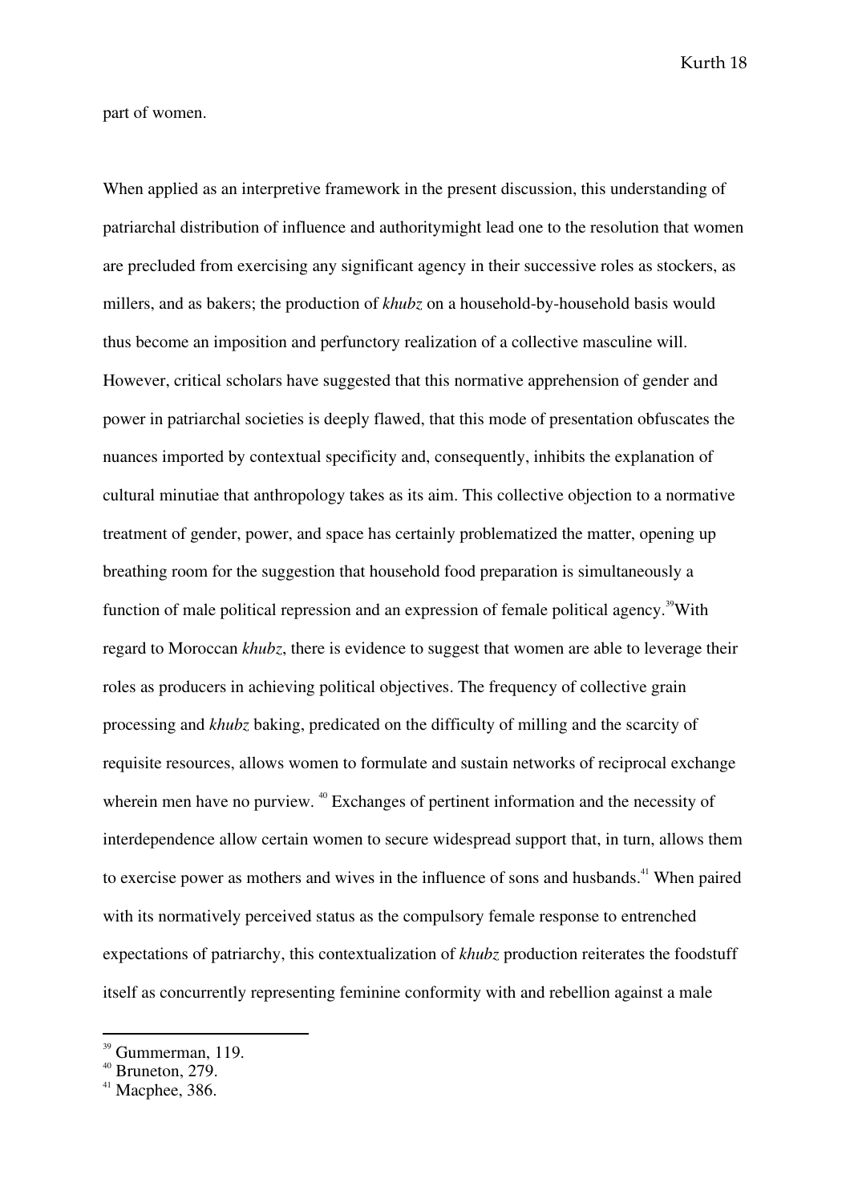part of women.

When applied as an interpretive framework in the present discussion, this understanding of patriarchal distribution of influence and authoritymight lead one to the resolution that women are precluded from exercising any significant agency in their successive roles as stockers, as millers, and as bakers; the production of *khubz* on a household-by-household basis would thus become an imposition and perfunctory realization of a collective masculine will. However, critical scholars have suggested that this normative apprehension of gender and power in patriarchal societies is deeply flawed, that this mode of presentation obfuscates the nuances imported by contextual specificity and, consequently, inhibits the explanation of cultural minutiae that anthropology takes as its aim. This collective objection to a normative treatment of gender, power, and space has certainly problematized the matter, opening up breathing room for the suggestion that household food preparation is simultaneously a function of male political repression and an expression of female political agency.[39]With regard to Moroccan *khubz*, there is evidence to suggest that women are able to leverage their roles as producers in achieving political objectives. The frequency of collective grain processing and *khubz* baking, predicated on the difficulty of milling and the scarcity of requisite resources, allows women to formulate and sustain networks of reciprocal exchange wherein men have no purview. [40] Exchanges of pertinent information and the necessity of interdependence allow certain women to secure widespread support that, in turn, allows them to exercise power as mothers and wives in the influence of sons and husbands.[41] When paired with its normatively perceived status as the compulsory female response to entrenched expectations of patriarchy, this contextualization of *khubz* production reiterates the foodstuff itself as concurrently representing feminine conformity with and rebellion against a male

[39] Gummerman, 119.
[40] Bruneton, 279.
[41] Macphee, 386.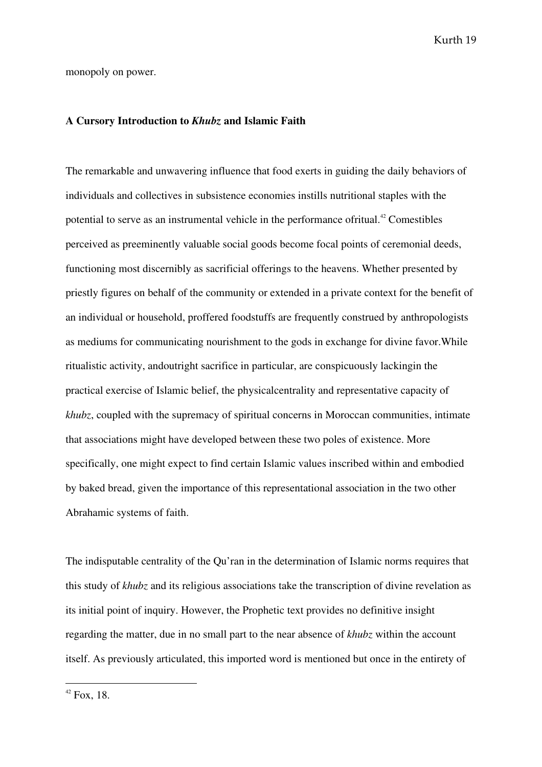monopoly on power.

### A Cursory Introduction to *Khubz* and Islamic Faith

The remarkable and unwavering influence that food exerts in guiding the daily behaviors of individuals and collectives in subsistence economies instills nutritional staples with the potential to serve as an instrumental vehicle in the performance ofritual.[42] Comestibles perceived as preeminently valuable social goods become focal points of ceremonial deeds, functioning most discernibly as sacrificial offerings to the heavens. Whether presented by priestly figures on behalf of the community or extended in a private context for the benefit of an individual or household, proffered foodstuffs are frequently construed by anthropologists as mediums for communicating nourishment to the gods in exchange for divine favor.While ritualistic activity, andoutright sacrifice in particular, are conspicuously lackingin the practical exercise of Islamic belief, the physicalcentrality and representative capacity of *khubz*, coupled with the supremacy of spiritual concerns in Moroccan communities, intimate that associations might have developed between these two poles of existence. More specifically, one might expect to find certain Islamic values inscribed within and embodied by baked bread, given the importance of this representational association in the two other Abrahamic systems of faith.

The indisputable centrality of the Qu'ran in the determination of Islamic norms requires that this study of *khubz* and its religious associations take the transcription of divine revelation as its initial point of inquiry. However, the Prophetic text provides no definitive insight regarding the matter, due in no small part to the near absence of *khubz* within the account itself. As previously articulated, this imported word is mentioned but once in the entirety of

[42] Fox, 18.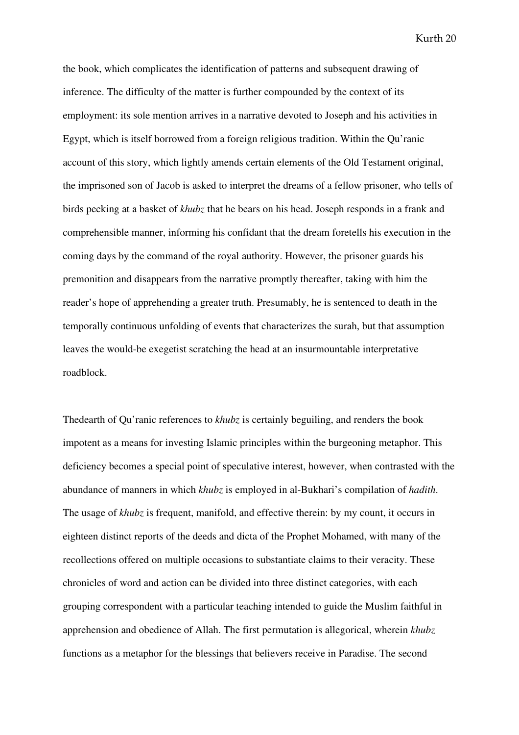the book, which complicates the identification of patterns and subsequent drawing of inference. The difficulty of the matter is further compounded by the context of its employment: its sole mention arrives in a narrative devoted to Joseph and his activities in Egypt, which is itself borrowed from a foreign religious tradition. Within the Qu'ranic account of this story, which lightly amends certain elements of the Old Testament original, the imprisoned son of Jacob is asked to interpret the dreams of a fellow prisoner, who tells of birds pecking at a basket of *khubz* that he bears on his head. Joseph responds in a frank and comprehensible manner, informing his confidant that the dream foretells his execution in the coming days by the command of the royal authority. However, the prisoner guards his premonition and disappears from the narrative promptly thereafter, taking with him the reader's hope of apprehending a greater truth. Presumably, he is sentenced to death in the temporally continuous unfolding of events that characterizes the surah, but that assumption leaves the would-be exegetist scratching the head at an insurmountable interpretative roadblock.

Thedearth of Qu'ranic references to *khubz* is certainly beguiling, and renders the book impotent as a means for investing Islamic principles within the burgeoning metaphor. This deficiency becomes a special point of speculative interest, however, when contrasted with the abundance of manners in which *khubz* is employed in al-Bukhari's compilation of *hadith*. The usage of *khubz* is frequent, manifold, and effective therein: by my count, it occurs in eighteen distinct reports of the deeds and dicta of the Prophet Mohamed, with many of the recollections offered on multiple occasions to substantiate claims to their veracity. These chronicles of word and action can be divided into three distinct categories, with each grouping correspondent with a particular teaching intended to guide the Muslim faithful in apprehension and obedience of Allah. The first permutation is allegorical, wherein *khubz* functions as a metaphor for the blessings that believers receive in Paradise. The second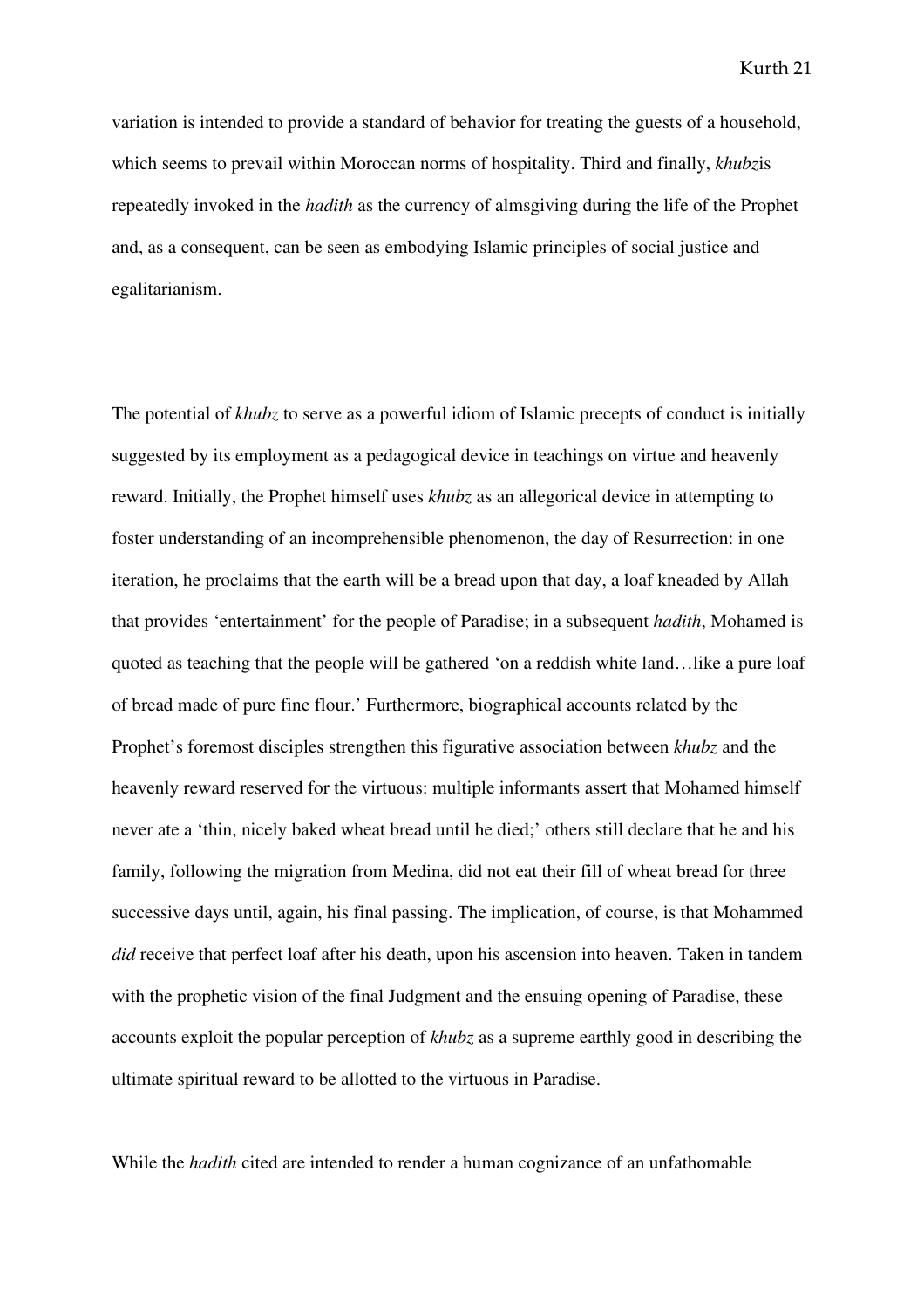variation is intended to provide a standard of behavior for treating the guests of a household, which seems to prevail within Moroccan norms of hospitality. Third and finally, *khubz*is repeatedly invoked in the *hadith* as the currency of almsgiving during the life of the Prophet and, as a consequent, can be seen as embodying Islamic principles of social justice and egalitarianism.

The potential of *khubz* to serve as a powerful idiom of Islamic precepts of conduct is initially suggested by its employment as a pedagogical device in teachings on virtue and heavenly reward. Initially, the Prophet himself uses *khubz* as an allegorical device in attempting to foster understanding of an incomprehensible phenomenon, the day of Resurrection: in one iteration, he proclaims that the earth will be a bread upon that day, a loaf kneaded by Allah that provides 'entertainment' for the people of Paradise; in a subsequent *hadith*, Mohamed is quoted as teaching that the people will be gathered 'on a reddish white land…like a pure loaf of bread made of pure fine flour.' Furthermore, biographical accounts related by the Prophet's foremost disciples strengthen this figurative association between *khubz* and the heavenly reward reserved for the virtuous: multiple informants assert that Mohamed himself never ate a 'thin, nicely baked wheat bread until he died;' others still declare that he and his family, following the migration from Medina, did not eat their fill of wheat bread for three successive days until, again, his final passing. The implication, of course, is that Mohammed *did* receive that perfect loaf after his death, upon his ascension into heaven. Taken in tandem with the prophetic vision of the final Judgment and the ensuing opening of Paradise, these accounts exploit the popular perception of *khubz* as a supreme earthly good in describing the ultimate spiritual reward to be allotted to the virtuous in Paradise.

While the *hadith* cited are intended to render a human cognizance of an unfathomable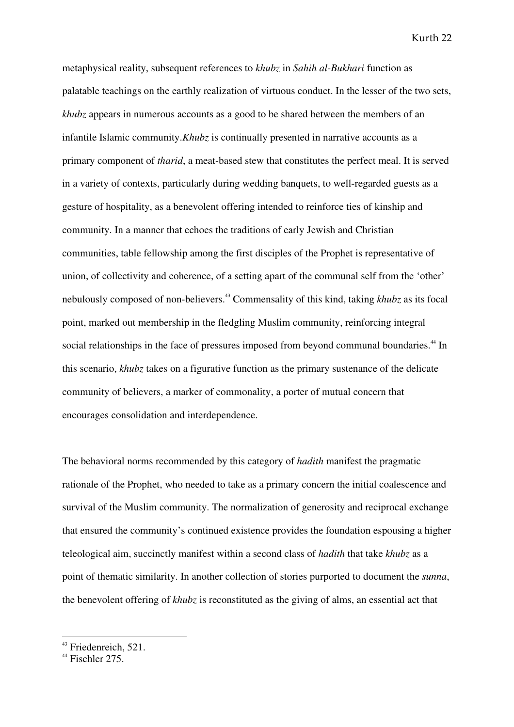metaphysical reality, subsequent references to *khubz* in *Sahih al-Bukhari* function as palatable teachings on the earthly realization of virtuous conduct. In the lesser of the two sets, *khubz* appears in numerous accounts as a good to be shared between the members of an infantile Islamic community.*Khubz* is continually presented in narrative accounts as a primary component of *tharid*, a meat-based stew that constitutes the perfect meal. It is served in a variety of contexts, particularly during wedding banquets, to well-regarded guests as a gesture of hospitality, as a benevolent offering intended to reinforce ties of kinship and community. In a manner that echoes the traditions of early Jewish and Christian communities, table fellowship among the first disciples of the Prophet is representative of union, of collectivity and coherence, of a setting apart of the communal self from the 'other' nebulously composed of non-believers.[43] Commensality of this kind, taking *khubz* as its focal point, marked out membership in the fledgling Muslim community, reinforcing integral social relationships in the face of pressures imposed from beyond communal boundaries.[44] In this scenario, *khubz* takes on a figurative function as the primary sustenance of the delicate community of believers, a marker of commonality, a porter of mutual concern that encourages consolidation and interdependence.

The behavioral norms recommended by this category of *hadith* manifest the pragmatic rationale of the Prophet, who needed to take as a primary concern the initial coalescence and survival of the Muslim community. The normalization of generosity and reciprocal exchange that ensured the community's continued existence provides the foundation espousing a higher teleological aim, succinctly manifest within a second class of *hadith* that take *khubz* as a point of thematic similarity. In another collection of stories purported to document the *sunna*, the benevolent offering of *khubz* is reconstituted as the giving of alms, an essential act that

[43] Friedenreich, 521.

[44] Fischler 275.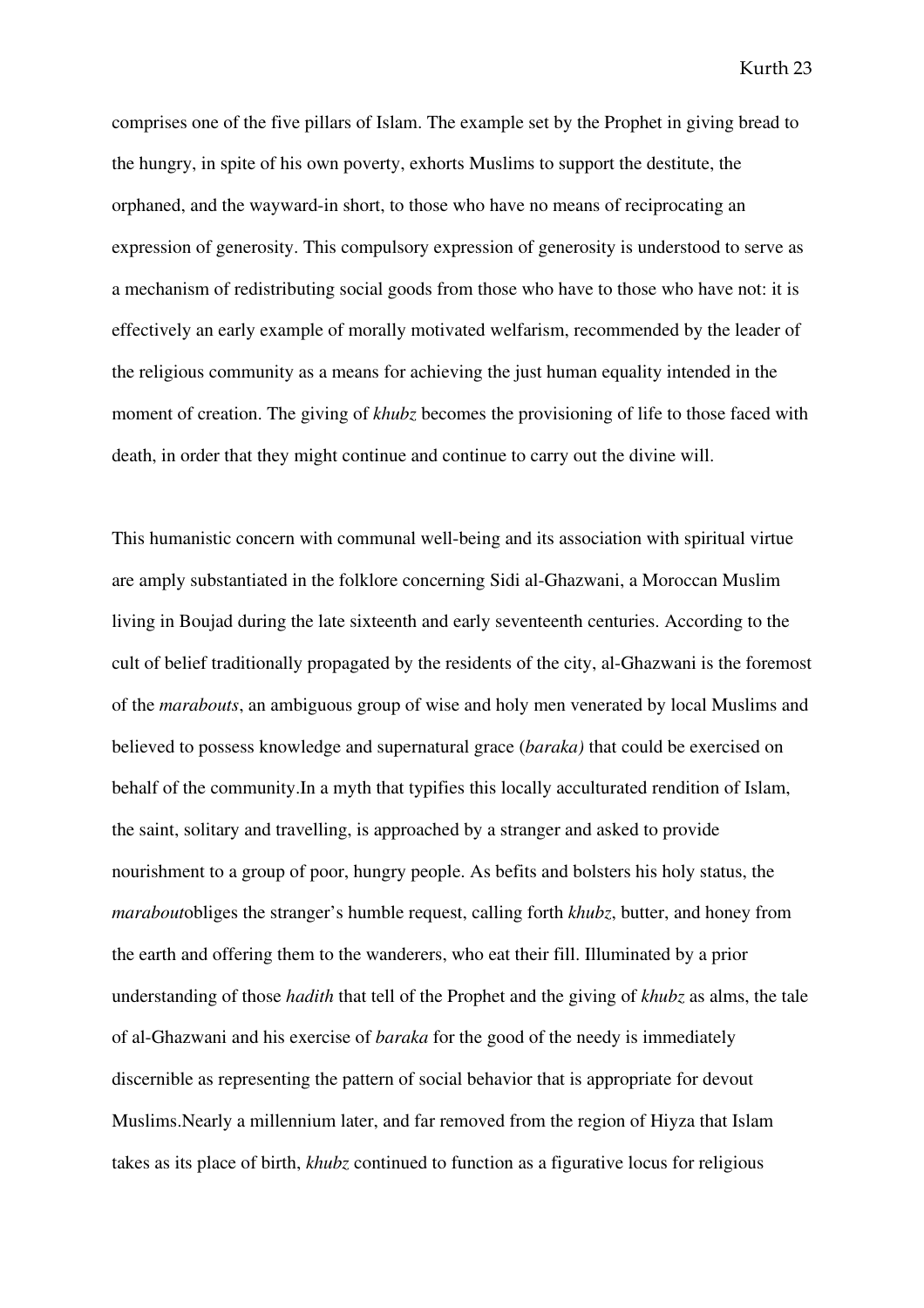comprises one of the five pillars of Islam. The example set by the Prophet in giving bread to the hungry, in spite of his own poverty, exhorts Muslims to support the destitute, the orphaned, and the wayward-in short, to those who have no means of reciprocating an expression of generosity. This compulsory expression of generosity is understood to serve as a mechanism of redistributing social goods from those who have to those who have not: it is effectively an early example of morally motivated welfarism, recommended by the leader of the religious community as a means for achieving the just human equality intended in the moment of creation. The giving of *khubz* becomes the provisioning of life to those faced with death, in order that they might continue and continue to carry out the divine will.

This humanistic concern with communal well-being and its association with spiritual virtue are amply substantiated in the folklore concerning Sidi al-Ghazwani, a Moroccan Muslim living in Boujad during the late sixteenth and early seventeenth centuries. According to the cult of belief traditionally propagated by the residents of the city, al-Ghazwani is the foremost of the *marabouts*, an ambiguous group of wise and holy men venerated by local Muslims and believed to possess knowledge and supernatural grace (*baraka)* that could be exercised on behalf of the community.In a myth that typifies this locally acculturated rendition of Islam, the saint, solitary and travelling, is approached by a stranger and asked to provide nourishment to a group of poor, hungry people. As befits and bolsters his holy status, the *marabout*obliges the stranger's humble request, calling forth *khubz*, butter, and honey from the earth and offering them to the wanderers, who eat their fill. Illuminated by a prior understanding of those *hadith* that tell of the Prophet and the giving of *khubz* as alms, the tale of al-Ghazwani and his exercise of *baraka* for the good of the needy is immediately discernible as representing the pattern of social behavior that is appropriate for devout Muslims.Nearly a millennium later, and far removed from the region of Hiyza that Islam takes as its place of birth, *khubz* continued to function as a figurative locus for religious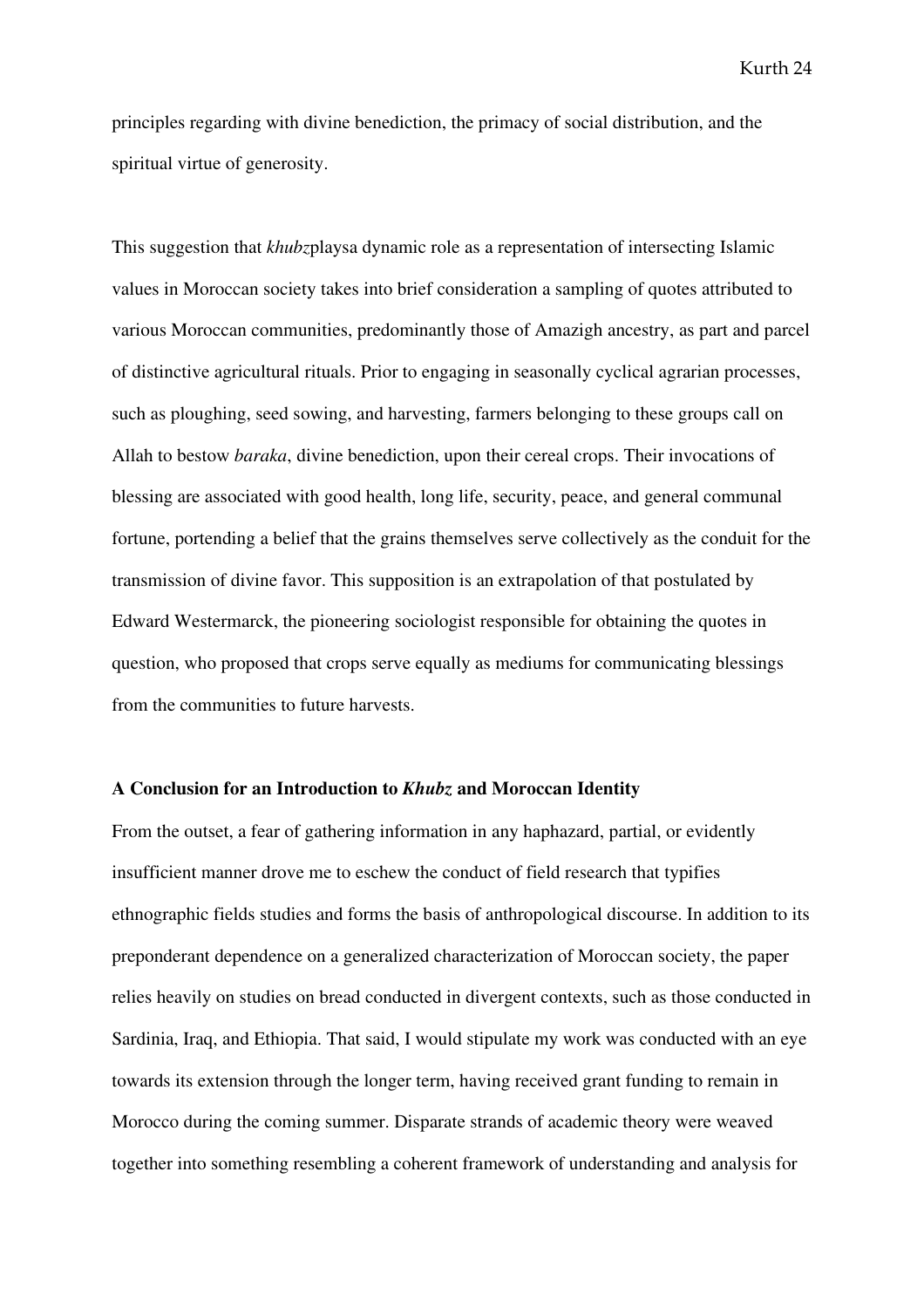principles regarding with divine benediction, the primacy of social distribution, and the spiritual virtue of generosity.

This suggestion that *khubz*playsa dynamic role as a representation of intersecting Islamic values in Moroccan society takes into brief consideration a sampling of quotes attributed to various Moroccan communities, predominantly those of Amazigh ancestry, as part and parcel of distinctive agricultural rituals. Prior to engaging in seasonally cyclical agrarian processes, such as ploughing, seed sowing, and harvesting, farmers belonging to these groups call on Allah to bestow *baraka*, divine benediction, upon their cereal crops. Their invocations of blessing are associated with good health, long life, security, peace, and general communal fortune, portending a belief that the grains themselves serve collectively as the conduit for the transmission of divine favor. This supposition is an extrapolation of that postulated by Edward Westermarck, the pioneering sociologist responsible for obtaining the quotes in question, who proposed that crops serve equally as mediums for communicating blessings from the communities to future harvests.

### A Conclusion for an Introduction to *Khubz* and Moroccan Identity

From the outset, a fear of gathering information in any haphazard, partial, or evidently insufficient manner drove me to eschew the conduct of field research that typifies ethnographic fields studies and forms the basis of anthropological discourse. In addition to its preponderant dependence on a generalized characterization of Moroccan society, the paper relies heavily on studies on bread conducted in divergent contexts, such as those conducted in Sardinia, Iraq, and Ethiopia. That said, I would stipulate my work was conducted with an eye towards its extension through the longer term, having received grant funding to remain in Morocco during the coming summer. Disparate strands of academic theory were weaved together into something resembling a coherent framework of understanding and analysis for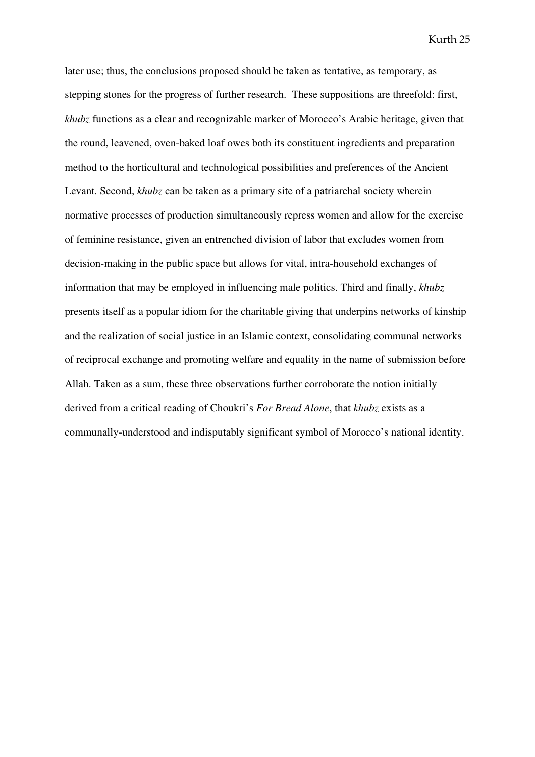later use; thus, the conclusions proposed should be taken as tentative, as temporary, as stepping stones for the progress of further research. These suppositions are threefold: first, *khubz* functions as a clear and recognizable marker of Morocco's Arabic heritage, given that the round, leavened, oven-baked loaf owes both its constituent ingredients and preparation method to the horticultural and technological possibilities and preferences of the Ancient Levant. Second, *khubz* can be taken as a primary site of a patriarchal society wherein normative processes of production simultaneously repress women and allow for the exercise of feminine resistance, given an entrenched division of labor that excludes women from decision-making in the public space but allows for vital, intra-household exchanges of information that may be employed in influencing male politics. Third and finally, *khubz* presents itself as a popular idiom for the charitable giving that underpins networks of kinship and the realization of social justice in an Islamic context, consolidating communal networks of reciprocal exchange and promoting welfare and equality in the name of submission before Allah. Taken as a sum, these three observations further corroborate the notion initially derived from a critical reading of Choukri's *For Bread Alone*, that *khubz* exists as a communally-understood and indisputably significant symbol of Morocco's national identity.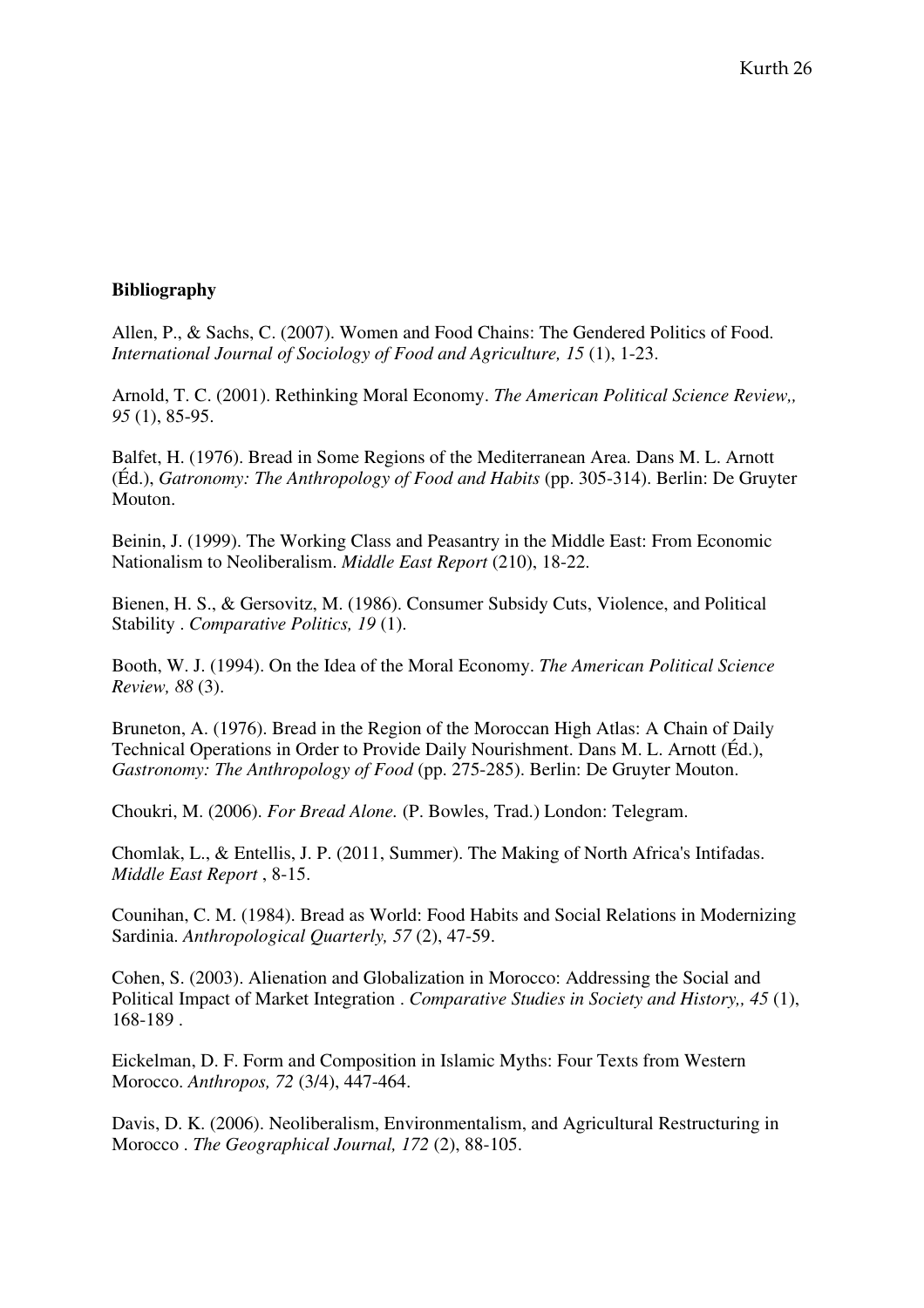**Bibliography**

Allen, P., & Sachs, C. (2007). Women and Food Chains: The Gendered Politics of Food. *International Journal of Sociology of Food and Agriculture, 15* (1), 1-23.

Arnold, T. C. (2001). Rethinking Moral Economy. *The American Political Science Review,, 95* (1), 85-95.

Balfet, H. (1976). Bread in Some Regions of the Mediterranean Area. Dans M. L. Arnott (Éd.), *Gatronomy: The Anthropology of Food and Habits* (pp. 305-314). Berlin: De Gruyter Mouton.

Beinin, J. (1999). The Working Class and Peasantry in the Middle East: From Economic Nationalism to Neoliberalism. *Middle East Report* (210), 18-22.

Bienen, H. S., & Gersovitz, M. (1986). Consumer Subsidy Cuts, Violence, and Political Stability . *Comparative Politics, 19* (1).

Booth, W. J. (1994). On the Idea of the Moral Economy. *The American Political Science Review, 88* (3).

Bruneton, A. (1976). Bread in the Region of the Moroccan High Atlas: A Chain of Daily Technical Operations in Order to Provide Daily Nourishment. Dans M. L. Arnott (Éd.), *Gastronomy: The Anthropology of Food* (pp. 275-285). Berlin: De Gruyter Mouton.

Choukri, M. (2006). *For Bread Alone.* (P. Bowles, Trad.) London: Telegram.

Chomlak, L., & Entellis, J. P. (2011, Summer). The Making of North Africa's Intifadas. *Middle East Report* , 8-15.

Counihan, C. M. (1984). Bread as World: Food Habits and Social Relations in Modernizing Sardinia. *Anthropological Quarterly, 57* (2), 47-59.

Cohen, S. (2003). Alienation and Globalization in Morocco: Addressing the Social and Political Impact of Market Integration . *Comparative Studies in Society and History,, 45* (1), 168-189 .

Eickelman, D. F. Form and Composition in Islamic Myths: Four Texts from Western Morocco. *Anthropos, 72* (3/4), 447-464.

Davis, D. K. (2006). Neoliberalism, Environmentalism, and Agricultural Restructuring in Morocco . *The Geographical Journal, 172* (2), 88-105.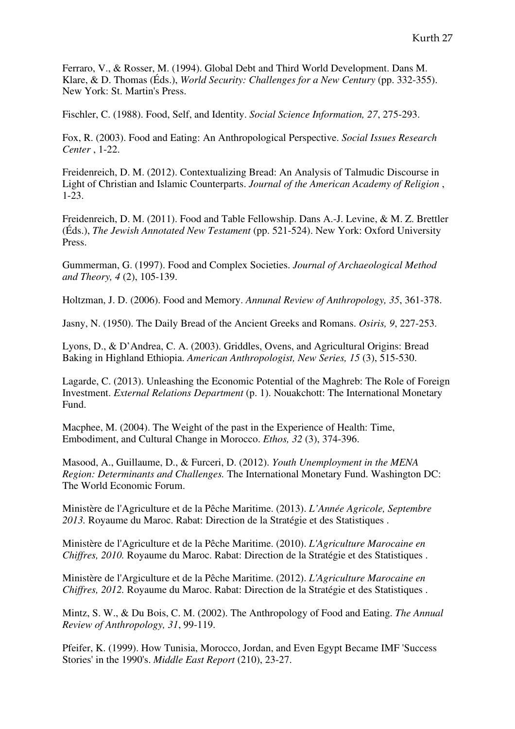Ferraro, V., & Rosser, M. (1994). Global Debt and Third World Development. Dans M. Klare, & D. Thomas (Éds.), *World Security: Challenges for a New Century* (pp. 332-355). New York: St. Martin's Press.

Fischler, C. (1988). Food, Self, and Identity. *Social Science Information, 27*, 275-293.

Fox, R. (2003). Food and Eating: An Anthropological Perspective. *Social Issues Research Center* , 1-22.

Freidenreich, D. M. (2012). Contextualizing Bread: An Analysis of Talmudic Discourse in Light of Christian and Islamic Counterparts. *Journal of the American Academy of Religion* , 1-23.

Freidenreich, D. M. (2011). Food and Table Fellowship. Dans A.-J. Levine, & M. Z. Brettler (Éds.), *The Jewish Annotated New Testament* (pp. 521-524). New York: Oxford University Press.

Gummerman, G. (1997). Food and Complex Societies. *Journal of Archaeological Method and Theory, 4* (2), 105-139.

Holtzman, J. D. (2006). Food and Memory. *Annunal Review of Anthropology, 35*, 361-378.

Jasny, N. (1950). The Daily Bread of the Ancient Greeks and Romans. *Osiris, 9*, 227-253.

Lyons, D., & D'Andrea, C. A. (2003). Griddles, Ovens, and Agricultural Origins: Bread Baking in Highland Ethiopia. *American Anthropologist, New Series, 15* (3), 515-530.

Lagarde, C. (2013). Unleashing the Economic Potential of the Maghreb: The Role of Foreign Investment. *External Relations Department* (p. 1). Nouakchott: The International Monetary Fund.

Macphee, M. (2004). The Weight of the past in the Experience of Health: Time, Embodiment, and Cultural Change in Morocco. *Ethos, 32* (3), 374-396.

Masood, A., Guillaume, D., & Furceri, D. (2012). *Youth Unemployment in the MENA Region: Determinants and Challenges.* The International Monetary Fund. Washington DC: The World Economic Forum.

Ministère de l'Agriculture et de la Pêche Maritime. (2013). *L'Année Agricole, Septembre 2013.* Royaume du Maroc. Rabat: Direction de la Stratégie et des Statistiques .

Ministère de l'Agriculture et de la Pêche Maritime. (2010). *L'Agriculture Marocaine en Chiffres, 2010.* Royaume du Maroc. Rabat: Direction de la Stratégie et des Statistiques .

Ministère de l'Argiculture et de la Pêche Maritime. (2012). *L'Agriculture Marocaine en Chiffres, 2012.* Royaume du Maroc. Rabat: Direction de la Stratégie et des Statistiques .

Mintz, S. W., & Du Bois, C. M. (2002). The Anthropology of Food and Eating. *The Annual Review of Anthropology, 31*, 99-119.

Pfeifer, K. (1999). How Tunisia, Morocco, Jordan, and Even Egypt Became IMF 'Success Stories' in the 1990's. *Middle East Report* (210), 23-27.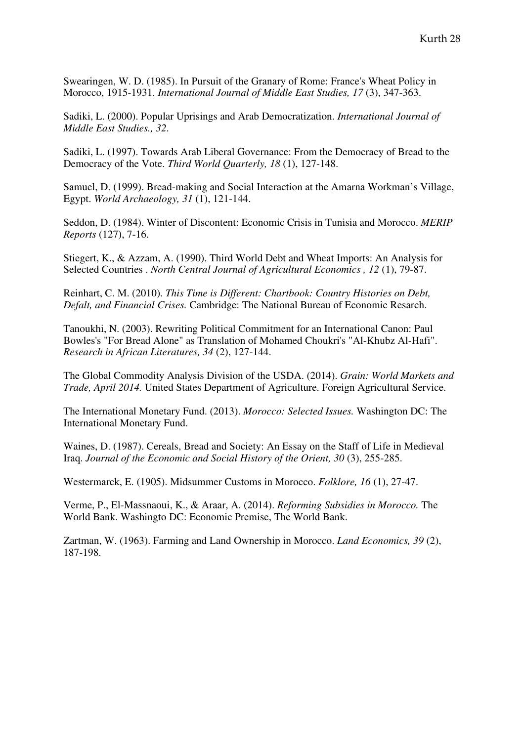Swearingen, W. D. (1985). In Pursuit of the Granary of Rome: France's Wheat Policy in Morocco, 1915-1931. *International Journal of Middle East Studies, 17* (3), 347-363.

Sadiki, L. (2000). Popular Uprisings and Arab Democratization. *International Journal of Middle East Studies., 32*.

Sadiki, L. (1997). Towards Arab Liberal Governance: From the Democracy of Bread to the Democracy of the Vote. *Third World Quarterly, 18* (1), 127-148.

Samuel, D. (1999). Bread-making and Social Interaction at the Amarna Workman's Village, Egypt. *World Archaeology, 31* (1), 121-144.

Seddon, D. (1984). Winter of Discontent: Economic Crisis in Tunisia and Morocco. *MERIP Reports* (127), 7-16.

Stiegert, K., & Azzam, A. (1990). Third World Debt and Wheat Imports: An Analysis for Selected Countries . *North Central Journal of Agricultural Economics , 12* (1), 79-87.

Reinhart, C. M. (2010). *This Time is Different: Chartbook: Country Histories on Debt, Defalt, and Financial Crises.* Cambridge: The National Bureau of Economic Resarch.

Tanoukhi, N. (2003). Rewriting Political Commitment for an International Canon: Paul Bowles's "For Bread Alone" as Translation of Mohamed Choukri's "Al-Khubz Al-Hafi". *Research in African Literatures, 34* (2), 127-144.

The Global Commodity Analysis Division of the USDA. (2014). *Grain: World Markets and Trade, April 2014.* United States Department of Agriculture. Foreign Agricultural Service.

The International Monetary Fund. (2013). *Morocco: Selected Issues.* Washington DC: The International Monetary Fund.

Waines, D. (1987). Cereals, Bread and Society: An Essay on the Staff of Life in Medieval Iraq. *Journal of the Economic and Social History of the Orient, 30* (3), 255-285.

Westermarck, E. (1905). Midsummer Customs in Morocco. *Folklore, 16* (1), 27-47.

Verme, P., El-Massnaoui, K., & Araar, A. (2014). *Reforming Subsidies in Morocco.* The World Bank. Washingto DC: Economic Premise, The World Bank.

Zartman, W. (1963). Farming and Land Ownership in Morocco. *Land Economics, 39* (2), 187-198.